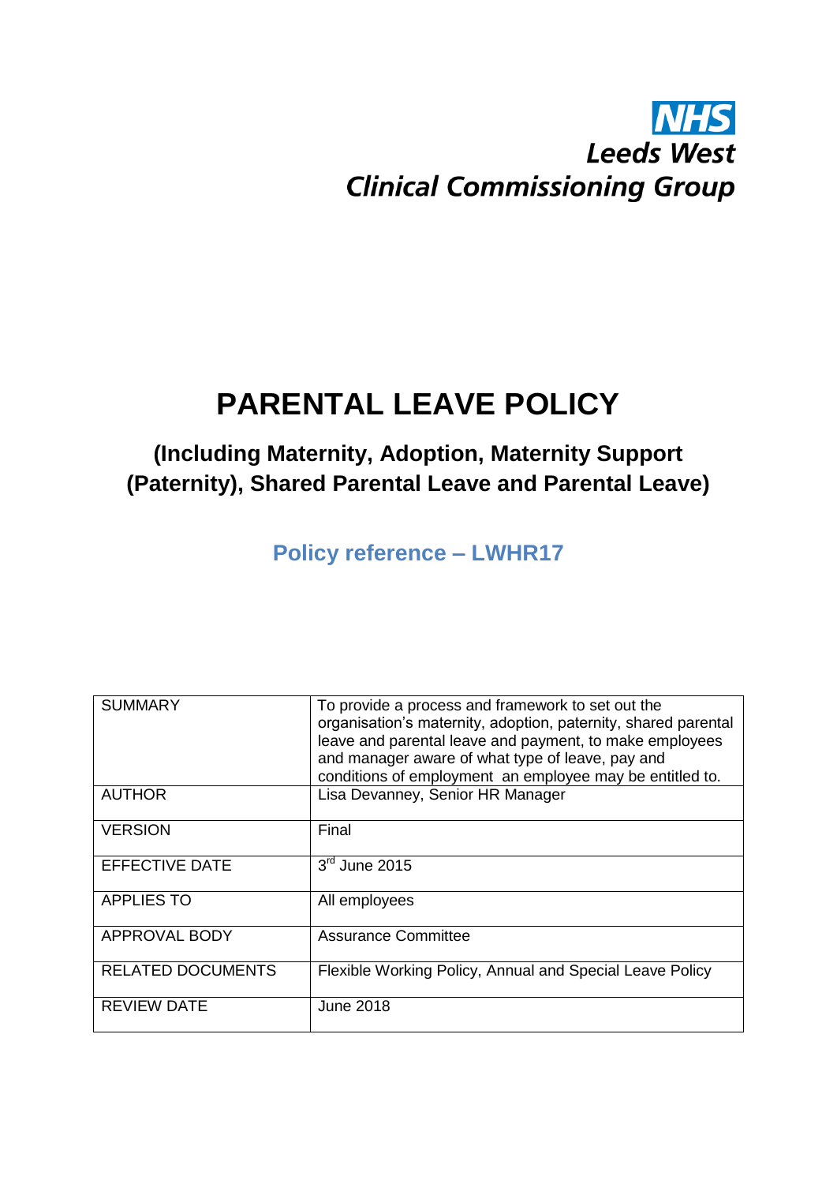NHS
Leeds West
Clinical Commissioning Group

# PARENTAL LEAVE POLICY

## (Including Maternity, Adoption, Maternity Support (Paternity), Shared Parental Leave and Parental Leave)

### Policy reference – LWHR17

| SUMMARY | To provide a process and framework to set out the organisation's maternity, adoption, paternity, shared parental leave and parental leave and payment, to make employees and manager aware of what type of leave, pay and conditions of employment an employee may be entitled to. |
|---|---|
| AUTHOR | Lisa Devanney, Senior HR Manager |
| VERSION | Final |
| EFFECTIVE DATE | 3rd June 2015 |
| APPLIES TO | All employees |
| APPROVAL BODY | Assurance Committee |
| RELATED DOCUMENTS | Flexible Working Policy, Annual and Special Leave Policy |
| REVIEW DATE | June 2018 |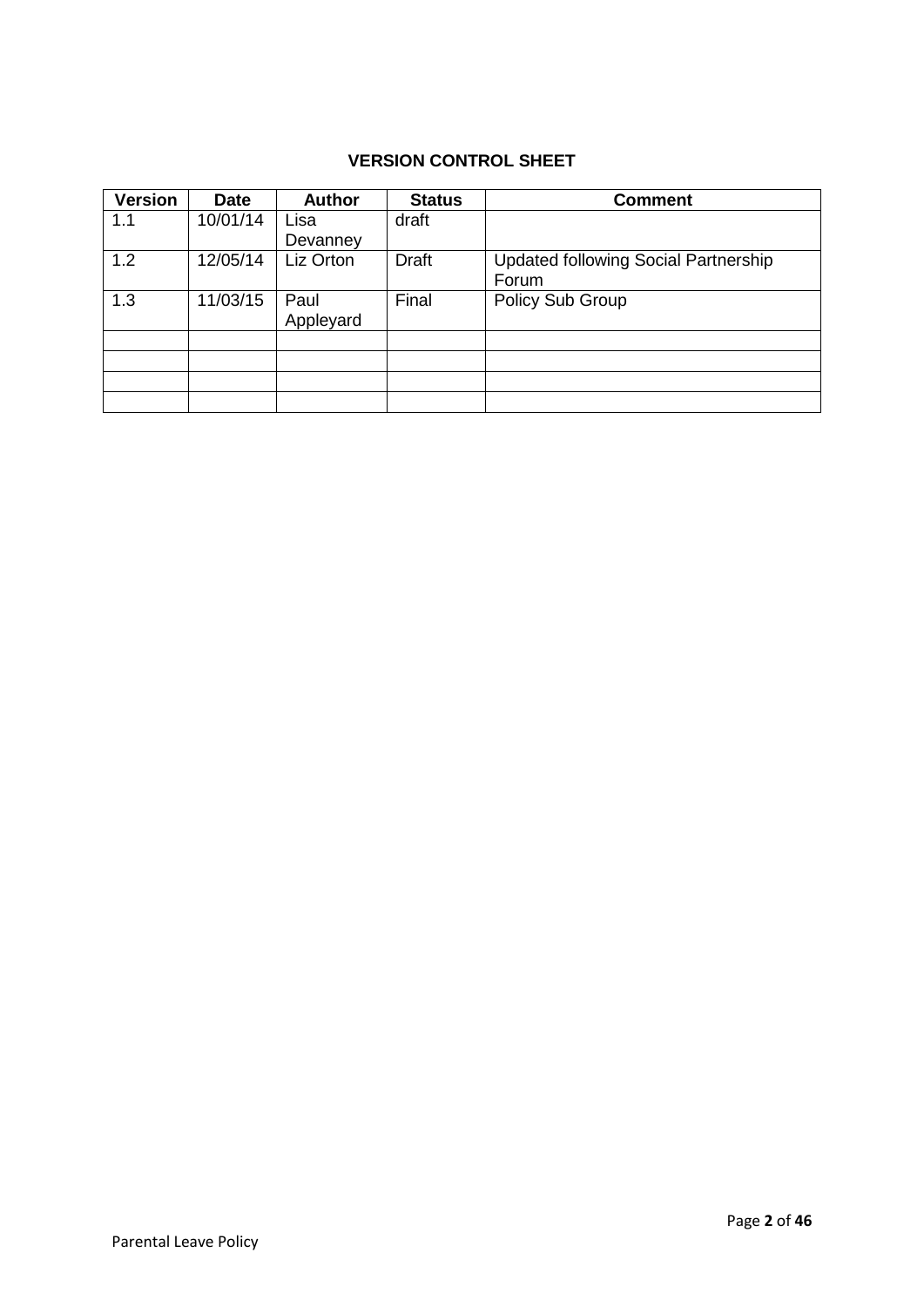**VERSION CONTROL SHEET**

| Version | Date | Author | Status | Comment |
|---|---|---|---|---|
| 1.1 | 10/01/14 | Lisa Devanney | draft | |
| 1.2 | 12/05/14 | Liz Orton | Draft | Updated following Social Partnership Forum |
| 1.3 | 11/03/15 | Paul Appleyard | Final | Policy Sub Group |
| | | | | |
| | | | | |
| | | | | |
| | | | | |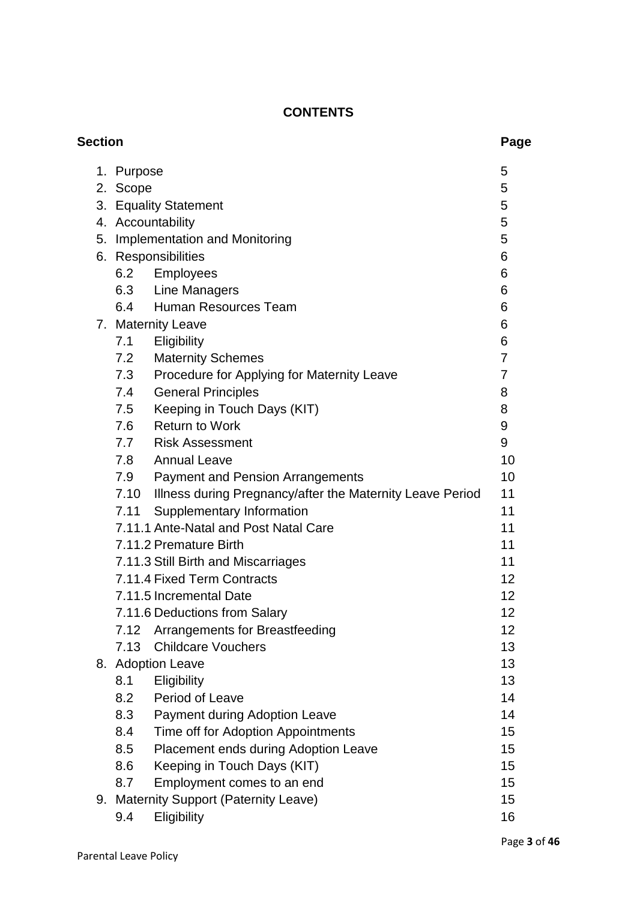**CONTENTS**

| Section | | Page |
|---|---|---|
| 1. | Purpose | 5 |
| 2. | Scope | 5 |
| 3. | Equality Statement | 5 |
| 4. | Accountability | 5 |
| 5. | Implementation and Monitoring | 5 |
| 6. | Responsibilities | 6 |
| 6.2 | Employees | 6 |
| 6.3 | Line Managers | 6 |
| 6.4 | Human Resources Team | 6 |
| 7. | Maternity Leave | 6 |
| 7.1 | Eligibility | 6 |
| 7.2 | Maternity Schemes | 7 |
| 7.3 | Procedure for Applying for Maternity Leave | 7 |
| 7.4 | General Principles | 8 |
| 7.5 | Keeping in Touch Days (KIT) | 8 |
| 7.6 | Return to Work | 9 |
| 7.7 | Risk Assessment | 9 |
| 7.8 | Annual Leave | 10 |
| 7.9 | Payment and Pension Arrangements | 10 |
| 7.10 | Illness during Pregnancy/after the Maternity Leave Period | 11 |
| 7.11 | Supplementary Information | 11 |
| 7.11.1 | Ante-Natal and Post Natal Care | 11 |
| 7.11.2 | Premature Birth | 11 |
| 7.11.3 | Still Birth and Miscarriages | 11 |
| 7.11.4 | Fixed Term Contracts | 12 |
| 7.11.5 | Incremental Date | 12 |
| 7.11.6 | Deductions from Salary | 12 |
| 7.12 | Arrangements for Breastfeeding | 12 |
| 7.13 | Childcare Vouchers | 13 |
| 8. | Adoption Leave | 13 |
| 8.1 | Eligibility | 13 |
| 8.2 | Period of Leave | 14 |
| 8.3 | Payment during Adoption Leave | 14 |
| 8.4 | Time off for Adoption Appointments | 15 |
| 8.5 | Placement ends during Adoption Leave | 15 |
| 8.6 | Keeping in Touch Days (KIT) | 15 |
| 8.7 | Employment comes to an end | 15 |
| 9. | Maternity Support (Paternity Leave) | 15 |
| 9.4 | Eligibility | 16 |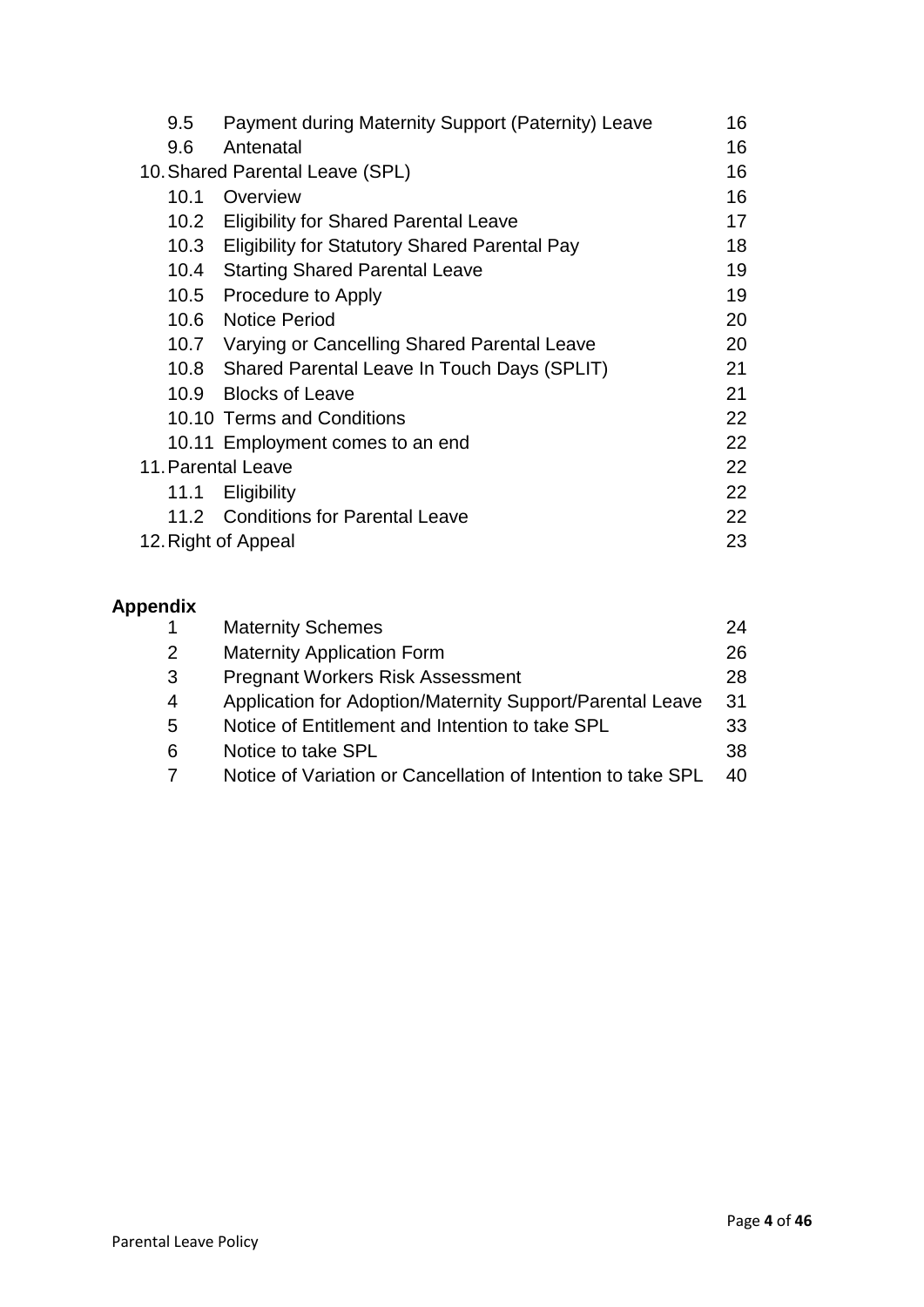| | | |
|---|---|---|
| 9.5 | Payment during Maternity Support (Paternity) Leave | 16 |
| 9.6 | Antenatal | 16 |
| 10. Shared Parental Leave (SPL) | | 16 |
| 10.1 | Overview | 16 |
| 10.2 | Eligibility for Shared Parental Leave | 17 |
| 10.3 | Eligibility for Statutory Shared Parental Pay | 18 |
| 10.4 | Starting Shared Parental Leave | 19 |
| 10.5 | Procedure to Apply | 19 |
| 10.6 | Notice Period | 20 |
| 10.7 | Varying or Cancelling Shared Parental Leave | 20 |
| 10.8 | Shared Parental Leave In Touch Days (SPLIT) | 21 |
| 10.9 | Blocks of Leave | 21 |
| 10.10 | Terms and Conditions | 22 |
| 10.11 | Employment comes to an end | 22 |
| 11. Parental Leave | | 22 |
| 11.1 | Eligibility | 22 |
| 11.2 | Conditions for Parental Leave | 22 |
| 12. Right of Appeal | | 23 |

**Appendix**

| | | |
|---|---|---|
| 1 | Maternity Schemes | 24 |
| 2 | Maternity Application Form | 26 |
| 3 | Pregnant Workers Risk Assessment | 28 |
| 4 | Application for Adoption/Maternity Support/Parental Leave | 31 |
| 5 | Notice of Entitlement and Intention to take SPL | 33 |
| 6 | Notice to take SPL | 38 |
| 7 | Notice of Variation or Cancellation of Intention to take SPL | 40 |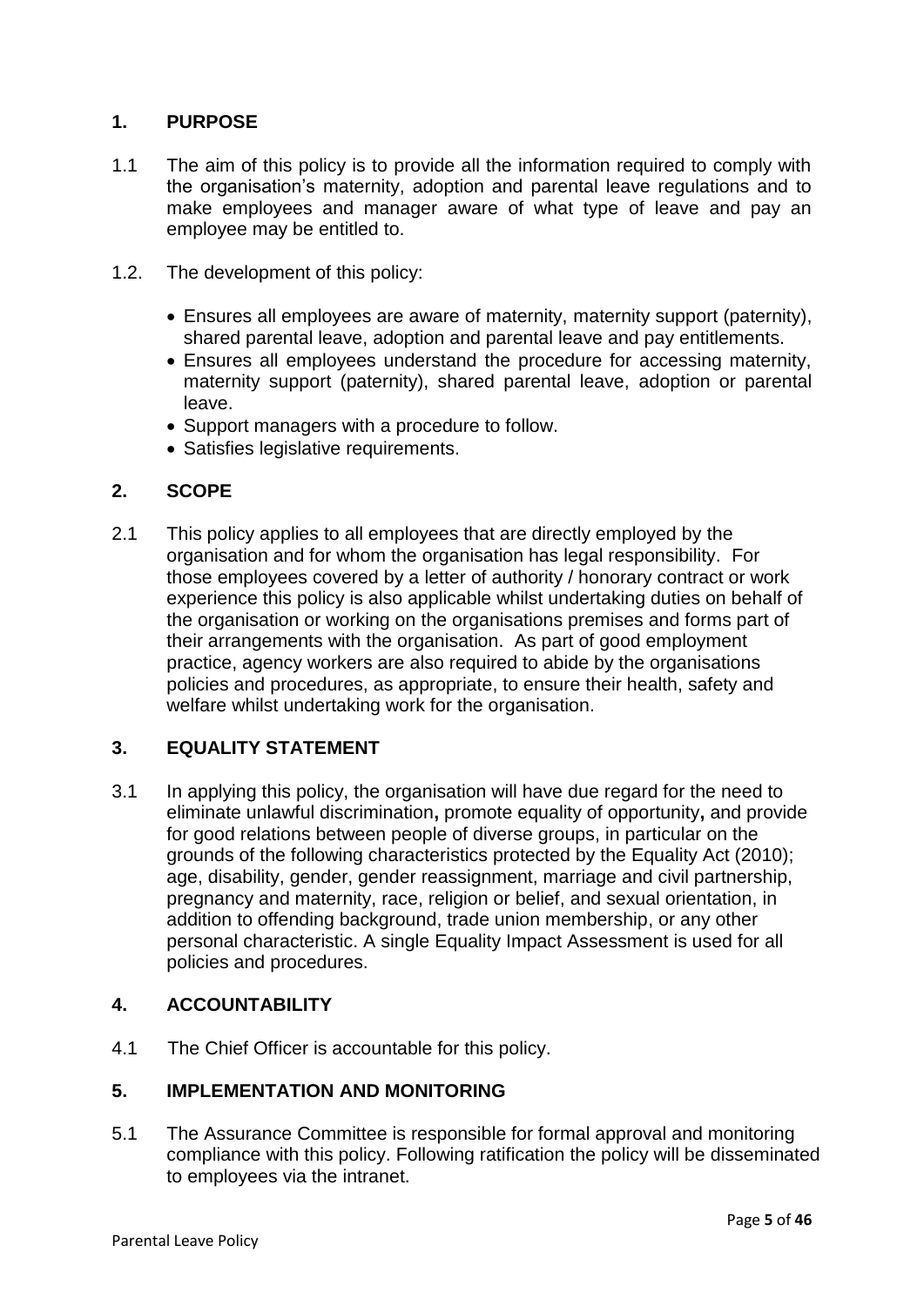## 1. PURPOSE

1.1 The aim of this policy is to provide all the information required to comply with the organisation's maternity, adoption and parental leave regulations and to make employees and manager aware of what type of leave and pay an employee may be entitled to.

1.2. The development of this policy:

- Ensures all employees are aware of maternity, maternity support (paternity), shared parental leave, adoption and parental leave and pay entitlements.
- Ensures all employees understand the procedure for accessing maternity, maternity support (paternity), shared parental leave, adoption or parental leave.
- Support managers with a procedure to follow.
- Satisfies legislative requirements.

## 2. SCOPE

2.1 This policy applies to all employees that are directly employed by the organisation and for whom the organisation has legal responsibility. For those employees covered by a letter of authority / honorary contract or work experience this policy is also applicable whilst undertaking duties on behalf of the organisation or working on the organisations premises and forms part of their arrangements with the organisation. As part of good employment practice, agency workers are also required to abide by the organisations policies and procedures, as appropriate, to ensure their health, safety and welfare whilst undertaking work for the organisation.

## 3. EQUALITY STATEMENT

3.1 In applying this policy, the organisation will have due regard for the need to eliminate unlawful discrimination**,** promote equality of opportunity**,** and provide for good relations between people of diverse groups, in particular on the grounds of the following characteristics protected by the Equality Act (2010); age, disability, gender, gender reassignment, marriage and civil partnership, pregnancy and maternity, race, religion or belief, and sexual orientation, in addition to offending background, trade union membership, or any other personal characteristic. A single Equality Impact Assessment is used for all policies and procedures.

## 4. ACCOUNTABILITY

4.1 The Chief Officer is accountable for this policy.

## 5. IMPLEMENTATION AND MONITORING

5.1 The Assurance Committee is responsible for formal approval and monitoring compliance with this policy. Following ratification the policy will be disseminated to employees via the intranet.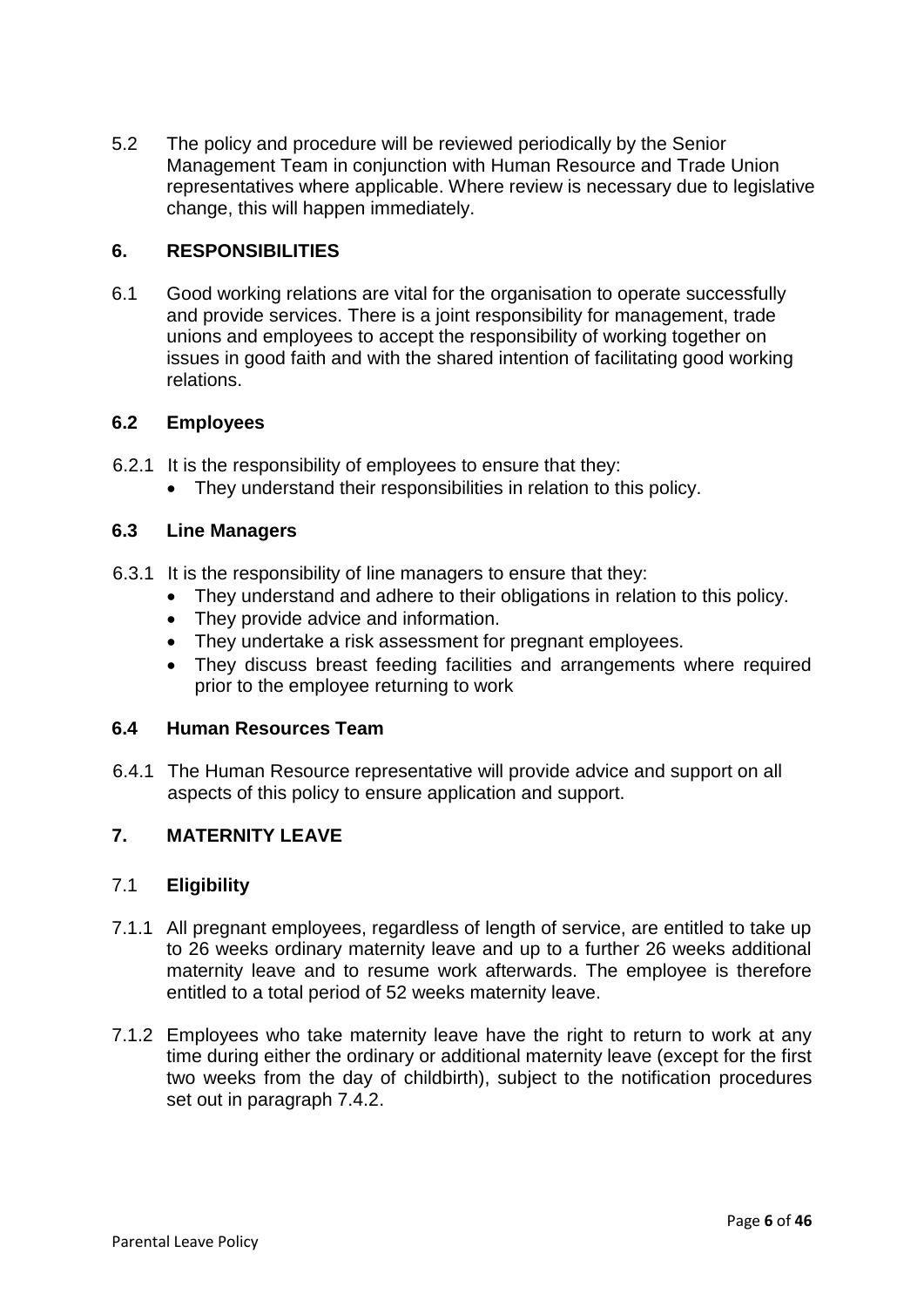5.2 The policy and procedure will be reviewed periodically by the Senior Management Team in conjunction with Human Resource and Trade Union representatives where applicable. Where review is necessary due to legislative change, this will happen immediately.

## 6. RESPONSIBILITIES

6.1 Good working relations are vital for the organisation to operate successfully and provide services. There is a joint responsibility for management, trade unions and employees to accept the responsibility of working together on issues in good faith and with the shared intention of facilitating good working relations.

### 6.2 Employees

6.2.1 It is the responsibility of employees to ensure that they:

- They understand their responsibilities in relation to this policy.

### 6.3 Line Managers

6.3.1 It is the responsibility of line managers to ensure that they:

- They understand and adhere to their obligations in relation to this policy.
- They provide advice and information.
- They undertake a risk assessment for pregnant employees.
- They discuss breast feeding facilities and arrangements where required prior to the employee returning to work

### 6.4 Human Resources Team

6.4.1 The Human Resource representative will provide advice and support on all aspects of this policy to ensure application and support.

## 7. MATERNITY LEAVE

### 7.1 Eligibility

7.1.1 All pregnant employees, regardless of length of service, are entitled to take up to 26 weeks ordinary maternity leave and up to a further 26 weeks additional maternity leave and to resume work afterwards. The employee is therefore entitled to a total period of 52 weeks maternity leave.

7.1.2 Employees who take maternity leave have the right to return to work at any time during either the ordinary or additional maternity leave (except for the first two weeks from the day of childbirth), subject to the notification procedures set out in paragraph 7.4.2.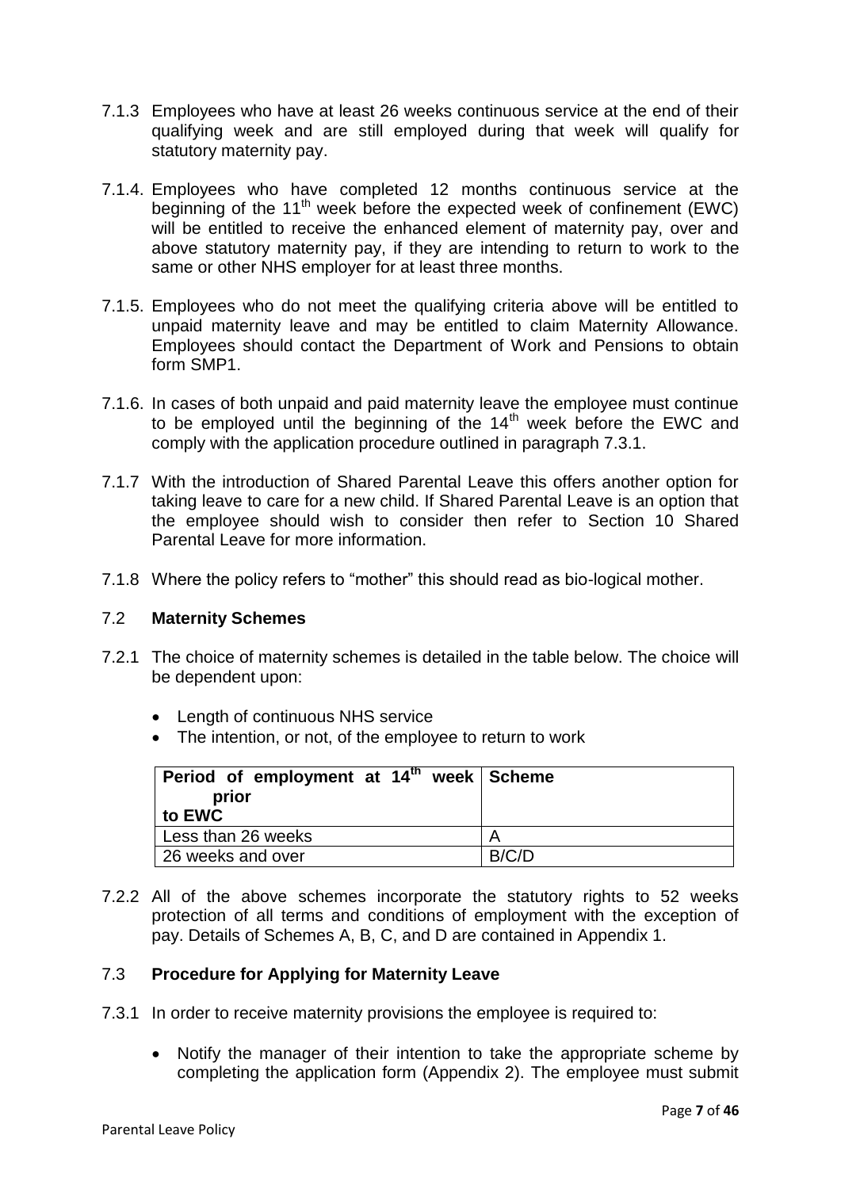7.1.3 Employees who have at least 26 weeks continuous service at the end of their qualifying week and are still employed during that week will qualify for statutory maternity pay.

7.1.4. Employees who have completed 12 months continuous service at the beginning of the 11th week before the expected week of confinement (EWC) will be entitled to receive the enhanced element of maternity pay, over and above statutory maternity pay, if they are intending to return to work to the same or other NHS employer for at least three months.

7.1.5. Employees who do not meet the qualifying criteria above will be entitled to unpaid maternity leave and may be entitled to claim Maternity Allowance. Employees should contact the Department of Work and Pensions to obtain form SMP1.

7.1.6. In cases of both unpaid and paid maternity leave the employee must continue to be employed until the beginning of the 14th week before the EWC and comply with the application procedure outlined in paragraph 7.3.1.

7.1.7 With the introduction of Shared Parental Leave this offers another option for taking leave to care for a new child. If Shared Parental Leave is an option that the employee should wish to consider then refer to Section 10 Shared Parental Leave for more information.

7.1.8 Where the policy refers to "mother" this should read as bio-logical mother.

## 7.2 **Maternity Schemes**

7.2.1 The choice of maternity schemes is detailed in the table below. The choice will be dependent upon:

- Length of continuous NHS service
- The intention, or not, of the employee to return to work

| Period of employment at 14th week prior to EWC | Scheme |
|---|---|
| Less than 26 weeks | A |
| 26 weeks and over | B/C/D |

7.2.2 All of the above schemes incorporate the statutory rights to 52 weeks protection of all terms and conditions of employment with the exception of pay. Details of Schemes A, B, C, and D are contained in Appendix 1.

## 7.3 **Procedure for Applying for Maternity Leave**

7.3.1 In order to receive maternity provisions the employee is required to:

- Notify the manager of their intention to take the appropriate scheme by completing the application form (Appendix 2). The employee must submit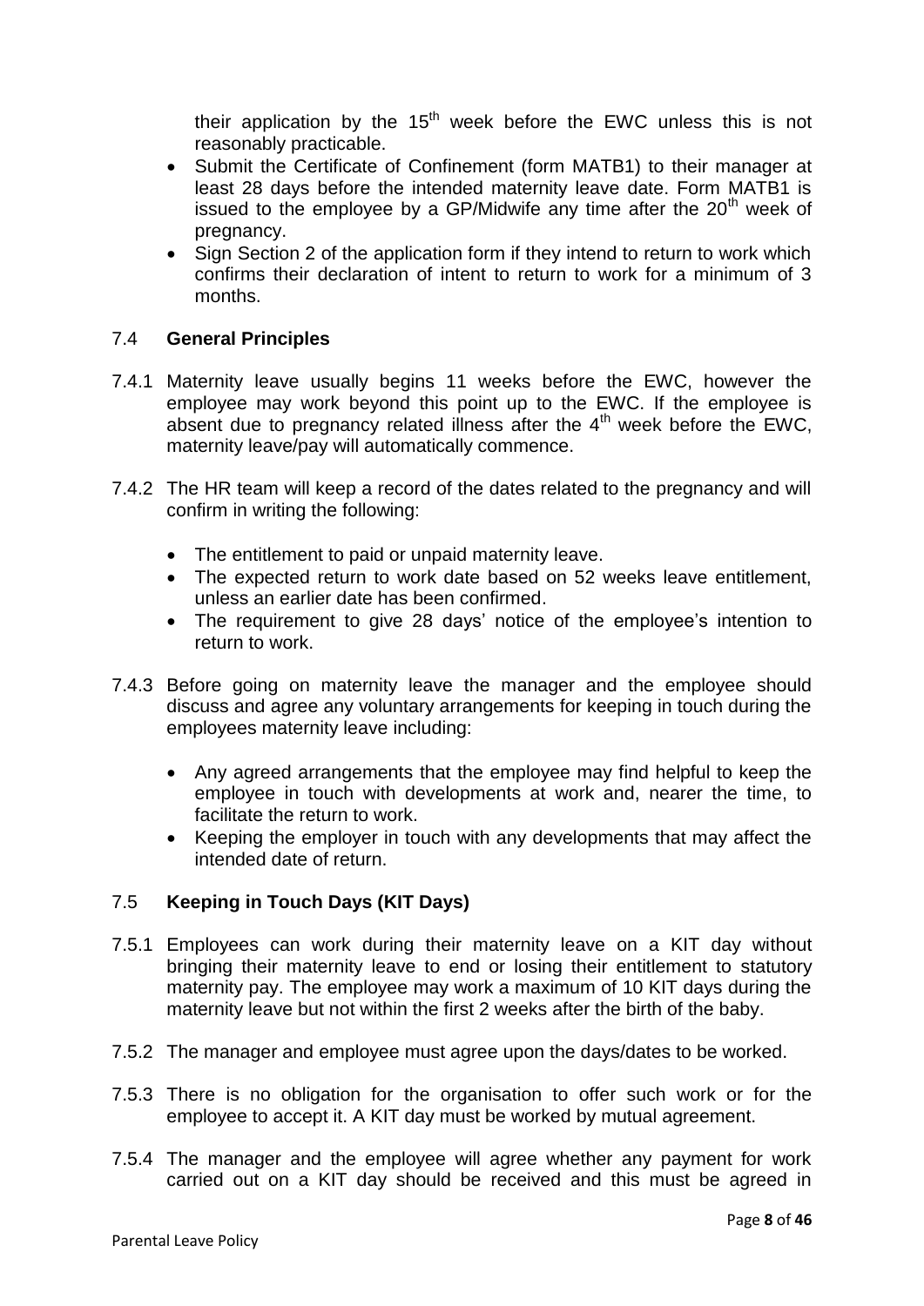their application by the 15th week before the EWC unless this is not reasonably practicable.

- Submit the Certificate of Confinement (form MATB1) to their manager at least 28 days before the intended maternity leave date. Form MATB1 is issued to the employee by a GP/Midwife any time after the 20th week of pregnancy.
- Sign Section 2 of the application form if they intend to return to work which confirms their declaration of intent to return to work for a minimum of 3 months.

## 7.4 General Principles

7.4.1 Maternity leave usually begins 11 weeks before the EWC, however the employee may work beyond this point up to the EWC. If the employee is absent due to pregnancy related illness after the 4th week before the EWC, maternity leave/pay will automatically commence.

7.4.2 The HR team will keep a record of the dates related to the pregnancy and will confirm in writing the following:

- The entitlement to paid or unpaid maternity leave.
- The expected return to work date based on 52 weeks leave entitlement, unless an earlier date has been confirmed.
- The requirement to give 28 days' notice of the employee's intention to return to work.

7.4.3 Before going on maternity leave the manager and the employee should discuss and agree any voluntary arrangements for keeping in touch during the employees maternity leave including:

- Any agreed arrangements that the employee may find helpful to keep the employee in touch with developments at work and, nearer the time, to facilitate the return to work.
- Keeping the employer in touch with any developments that may affect the intended date of return.

## 7.5 Keeping in Touch Days (KIT Days)

7.5.1 Employees can work during their maternity leave on a KIT day without bringing their maternity leave to end or losing their entitlement to statutory maternity pay. The employee may work a maximum of 10 KIT days during the maternity leave but not within the first 2 weeks after the birth of the baby.

7.5.2 The manager and employee must agree upon the days/dates to be worked.

7.5.3 There is no obligation for the organisation to offer such work or for the employee to accept it. A KIT day must be worked by mutual agreement.

7.5.4 The manager and the employee will agree whether any payment for work carried out on a KIT day should be received and this must be agreed in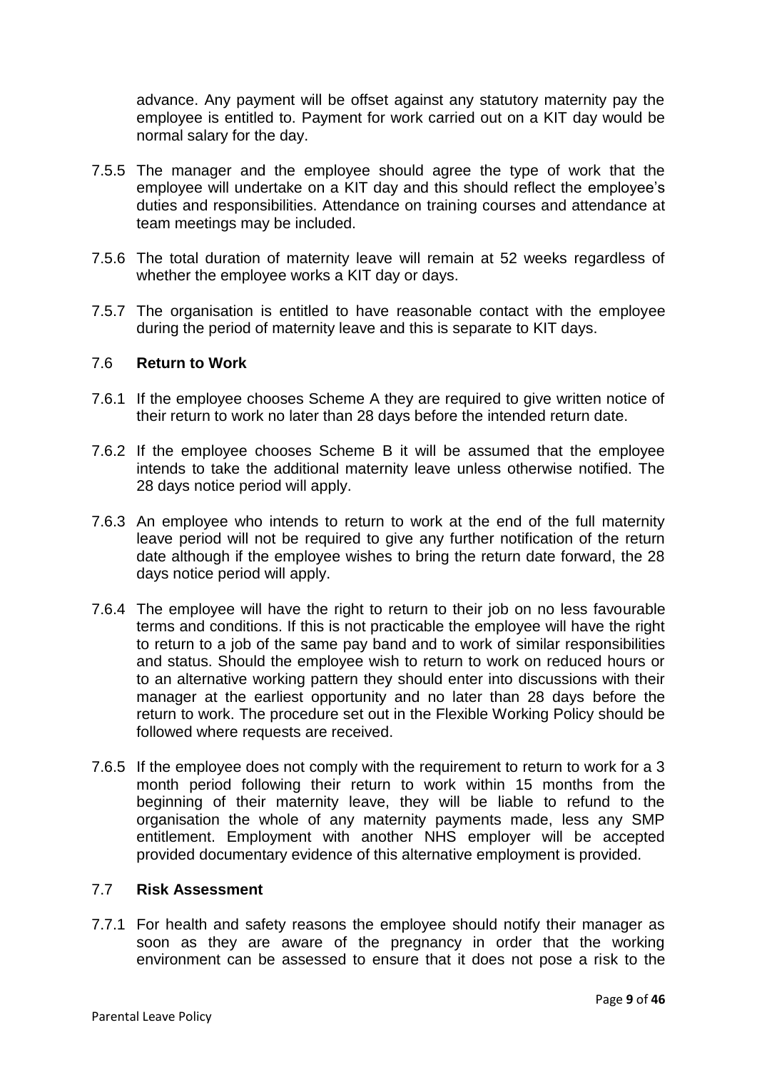advance. Any payment will be offset against any statutory maternity pay the employee is entitled to. Payment for work carried out on a KIT day would be normal salary for the day.

7.5.5 The manager and the employee should agree the type of work that the employee will undertake on a KIT day and this should reflect the employee's duties and responsibilities. Attendance on training courses and attendance at team meetings may be included.

7.5.6 The total duration of maternity leave will remain at 52 weeks regardless of whether the employee works a KIT day or days.

7.5.7 The organisation is entitled to have reasonable contact with the employee during the period of maternity leave and this is separate to KIT days.

### 7.6 **Return to Work**

7.6.1 If the employee chooses Scheme A they are required to give written notice of their return to work no later than 28 days before the intended return date.

7.6.2 If the employee chooses Scheme B it will be assumed that the employee intends to take the additional maternity leave unless otherwise notified. The 28 days notice period will apply.

7.6.3 An employee who intends to return to work at the end of the full maternity leave period will not be required to give any further notification of the return date although if the employee wishes to bring the return date forward, the 28 days notice period will apply.

7.6.4 The employee will have the right to return to their job on no less favourable terms and conditions. If this is not practicable the employee will have the right to return to a job of the same pay band and to work of similar responsibilities and status. Should the employee wish to return to work on reduced hours or to an alternative working pattern they should enter into discussions with their manager at the earliest opportunity and no later than 28 days before the return to work. The procedure set out in the Flexible Working Policy should be followed where requests are received.

7.6.5 If the employee does not comply with the requirement to return to work for a 3 month period following their return to work within 15 months from the beginning of their maternity leave, they will be liable to refund to the organisation the whole of any maternity payments made, less any SMP entitlement. Employment with another NHS employer will be accepted provided documentary evidence of this alternative employment is provided.

### 7.7 **Risk Assessment**

7.7.1 For health and safety reasons the employee should notify their manager as soon as they are aware of the pregnancy in order that the working environment can be assessed to ensure that it does not pose a risk to the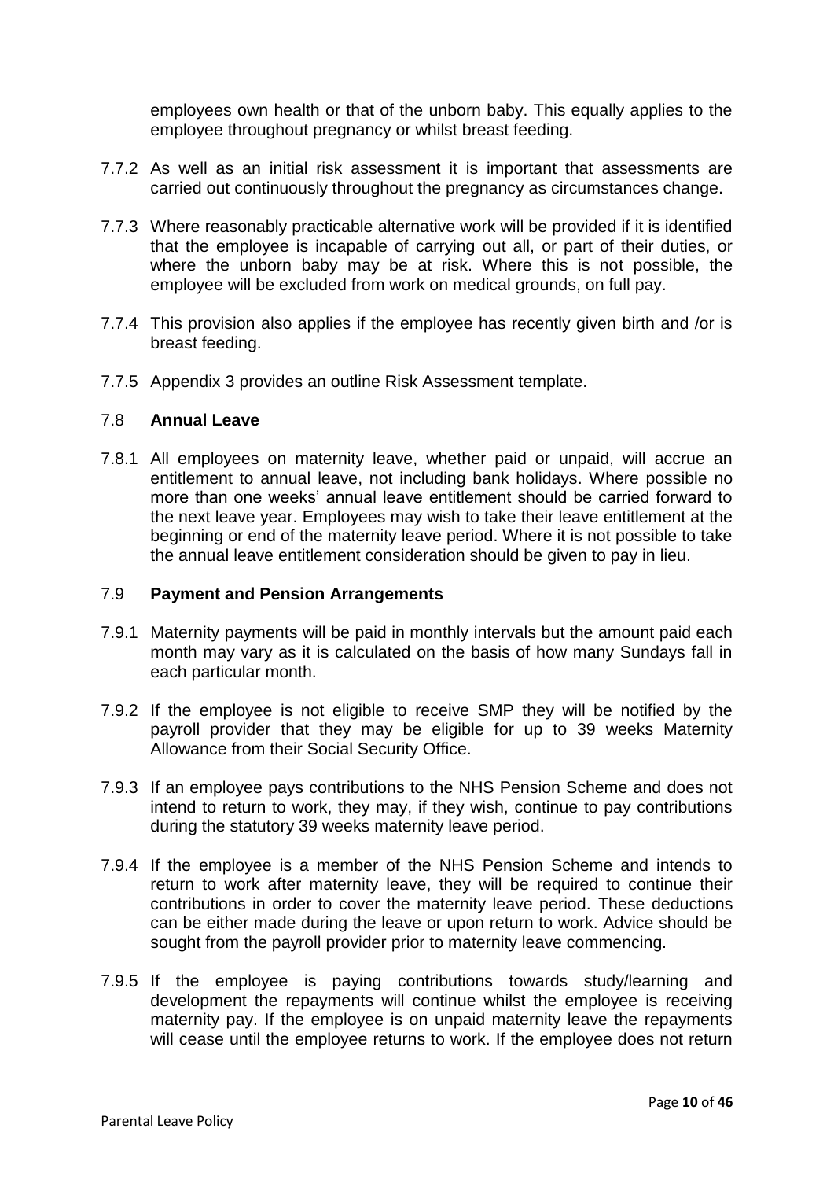employees own health or that of the unborn baby. This equally applies to the employee throughout pregnancy or whilst breast feeding.

7.7.2 As well as an initial risk assessment it is important that assessments are carried out continuously throughout the pregnancy as circumstances change.

7.7.3 Where reasonably practicable alternative work will be provided if it is identified that the employee is incapable of carrying out all, or part of their duties, or where the unborn baby may be at risk. Where this is not possible, the employee will be excluded from work on medical grounds, on full pay.

7.7.4 This provision also applies if the employee has recently given birth and /or is breast feeding.

7.7.5 Appendix 3 provides an outline Risk Assessment template.

### 7.8 **Annual Leave**

7.8.1 All employees on maternity leave, whether paid or unpaid, will accrue an entitlement to annual leave, not including bank holidays. Where possible no more than one weeks' annual leave entitlement should be carried forward to the next leave year. Employees may wish to take their leave entitlement at the beginning or end of the maternity leave period. Where it is not possible to take the annual leave entitlement consideration should be given to pay in lieu.

### 7.9 **Payment and Pension Arrangements**

7.9.1 Maternity payments will be paid in monthly intervals but the amount paid each month may vary as it is calculated on the basis of how many Sundays fall in each particular month.

7.9.2 If the employee is not eligible to receive SMP they will be notified by the payroll provider that they may be eligible for up to 39 weeks Maternity Allowance from their Social Security Office.

7.9.3 If an employee pays contributions to the NHS Pension Scheme and does not intend to return to work, they may, if they wish, continue to pay contributions during the statutory 39 weeks maternity leave period.

7.9.4 If the employee is a member of the NHS Pension Scheme and intends to return to work after maternity leave, they will be required to continue their contributions in order to cover the maternity leave period. These deductions can be either made during the leave or upon return to work. Advice should be sought from the payroll provider prior to maternity leave commencing.

7.9.5 If the employee is paying contributions towards study/learning and development the repayments will continue whilst the employee is receiving maternity pay. If the employee is on unpaid maternity leave the repayments will cease until the employee returns to work. If the employee does not return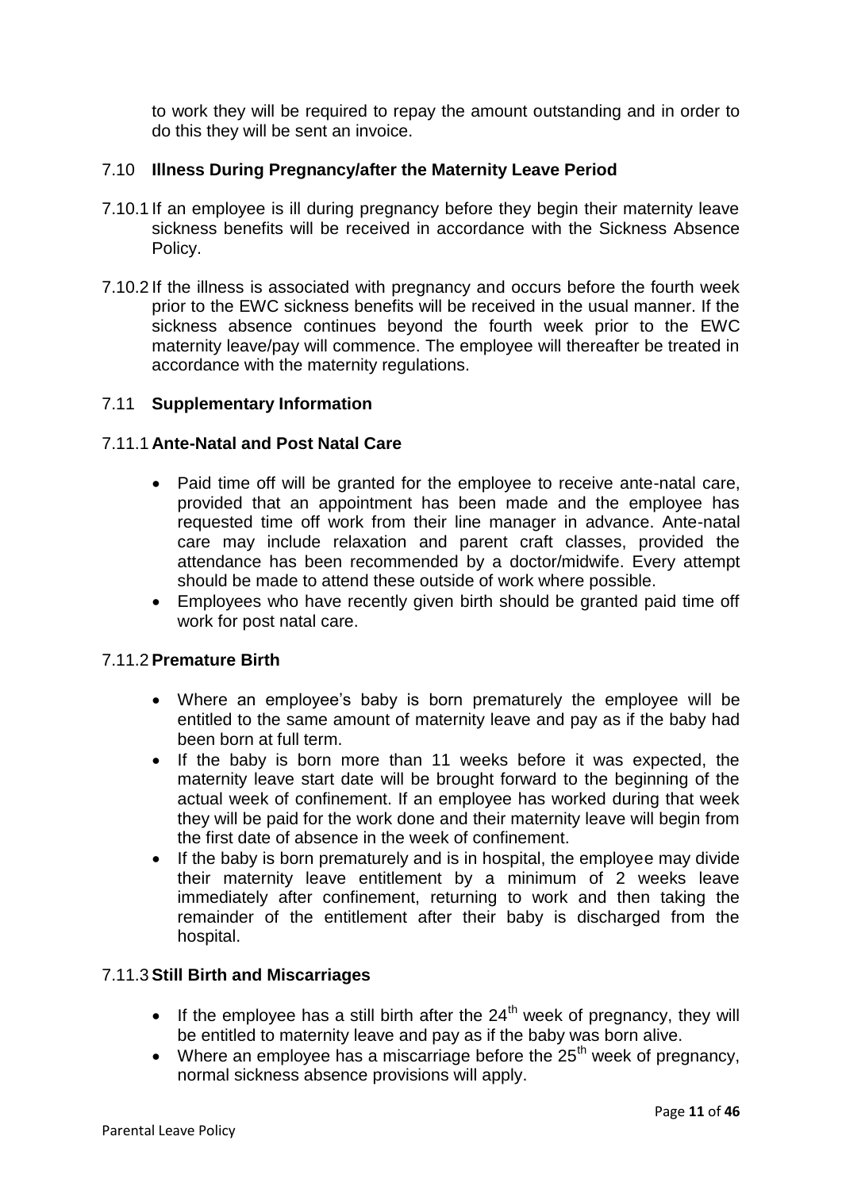to work they will be required to repay the amount outstanding and in order to do this they will be sent an invoice.

### 7.10 Illness During Pregnancy/after the Maternity Leave Period

7.10.1 If an employee is ill during pregnancy before they begin their maternity leave sickness benefits will be received in accordance with the Sickness Absence Policy.

7.10.2 If the illness is associated with pregnancy and occurs before the fourth week prior to the EWC sickness benefits will be received in the usual manner. If the sickness absence continues beyond the fourth week prior to the EWC maternity leave/pay will commence. The employee will thereafter be treated in accordance with the maternity regulations.

### 7.11 Supplementary Information

#### 7.11.1 Ante-Natal and Post Natal Care

- Paid time off will be granted for the employee to receive ante-natal care, provided that an appointment has been made and the employee has requested time off work from their line manager in advance. Ante-natal care may include relaxation and parent craft classes, provided the attendance has been recommended by a doctor/midwife. Every attempt should be made to attend these outside of work where possible.
- Employees who have recently given birth should be granted paid time off work for post natal care.

#### 7.11.2 Premature Birth

- Where an employee's baby is born prematurely the employee will be entitled to the same amount of maternity leave and pay as if the baby had been born at full term.
- If the baby is born more than 11 weeks before it was expected, the maternity leave start date will be brought forward to the beginning of the actual week of confinement. If an employee has worked during that week they will be paid for the work done and their maternity leave will begin from the first date of absence in the week of confinement.
- If the baby is born prematurely and is in hospital, the employee may divide their maternity leave entitlement by a minimum of 2 weeks leave immediately after confinement, returning to work and then taking the remainder of the entitlement after their baby is discharged from the hospital.

#### 7.11.3 Still Birth and Miscarriages

- If the employee has a still birth after the 24th week of pregnancy, they will be entitled to maternity leave and pay as if the baby was born alive.
- Where an employee has a miscarriage before the 25th week of pregnancy, normal sickness absence provisions will apply.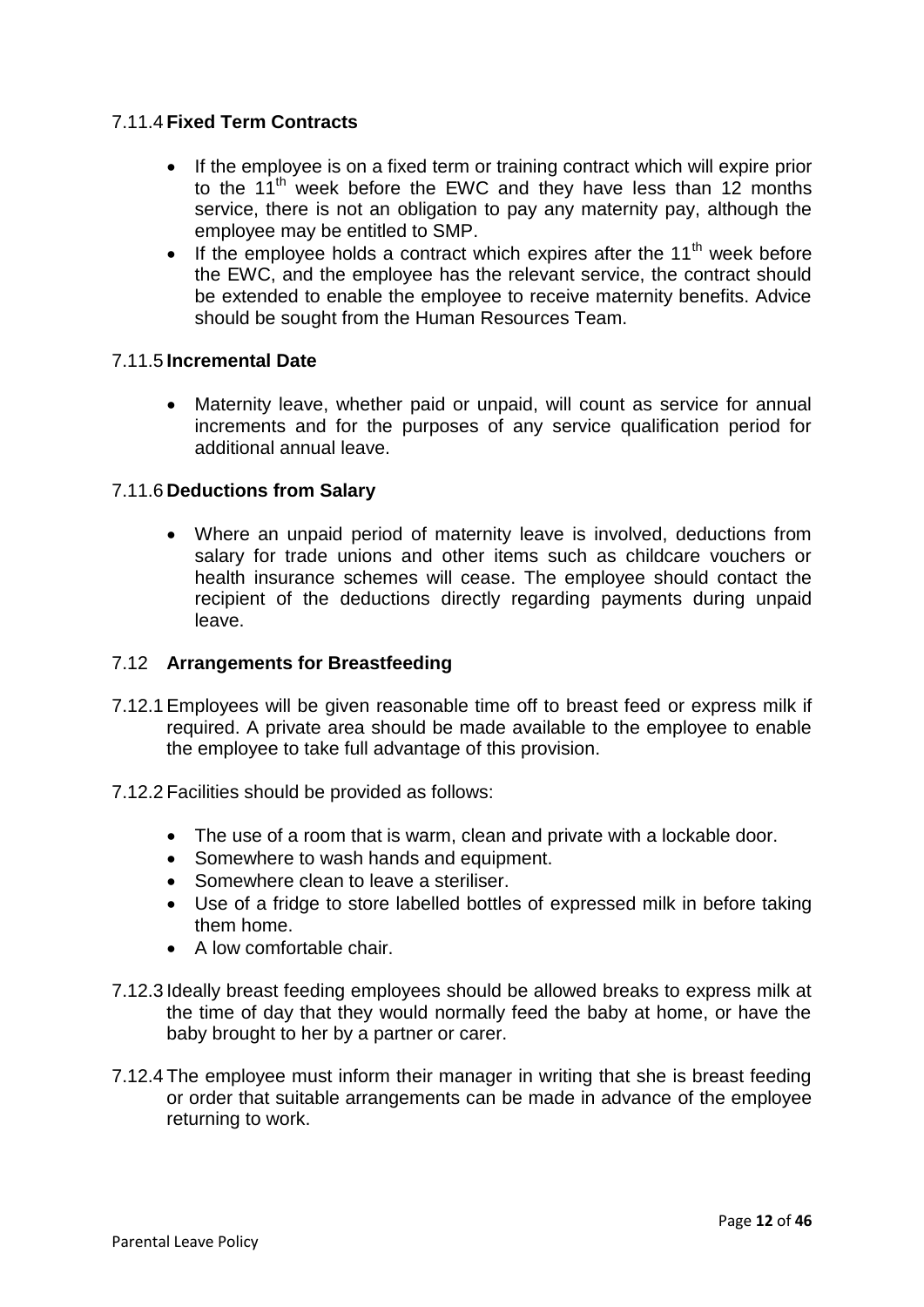#### 7.11.4 Fixed Term Contracts

- If the employee is on a fixed term or training contract which will expire prior to the 11th week before the EWC and they have less than 12 months service, there is not an obligation to pay any maternity pay, although the employee may be entitled to SMP.
- If the employee holds a contract which expires after the 11th week before the EWC, and the employee has the relevant service, the contract should be extended to enable the employee to receive maternity benefits. Advice should be sought from the Human Resources Team.

#### 7.11.5 Incremental Date

- Maternity leave, whether paid or unpaid, will count as service for annual increments and for the purposes of any service qualification period for additional annual leave.

#### 7.11.6 Deductions from Salary

- Where an unpaid period of maternity leave is involved, deductions from salary for trade unions and other items such as childcare vouchers or health insurance schemes will cease. The employee should contact the recipient of the deductions directly regarding payments during unpaid leave.

### 7.12 Arrangements for Breastfeeding

7.12.1 Employees will be given reasonable time off to breast feed or express milk if required. A private area should be made available to the employee to enable the employee to take full advantage of this provision.

7.12.2 Facilities should be provided as follows:

- The use of a room that is warm, clean and private with a lockable door.
- Somewhere to wash hands and equipment.
- Somewhere clean to leave a steriliser.
- Use of a fridge to store labelled bottles of expressed milk in before taking them home.
- A low comfortable chair.

7.12.3 Ideally breast feeding employees should be allowed breaks to express milk at the time of day that they would normally feed the baby at home, or have the baby brought to her by a partner or carer.

7.12.4 The employee must inform their manager in writing that she is breast feeding or order that suitable arrangements can be made in advance of the employee returning to work.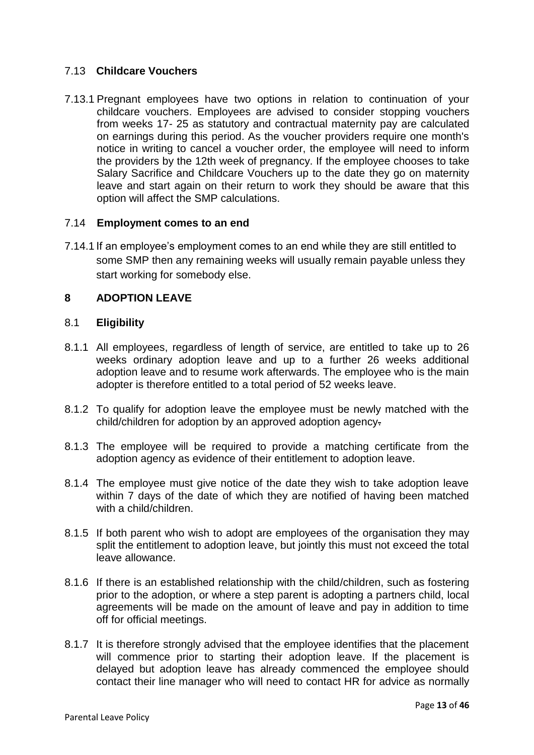### 7.13 **Childcare Vouchers**

7.13.1 Pregnant employees have two options in relation to continuation of your childcare vouchers. Employees are advised to consider stopping vouchers from weeks 17- 25 as statutory and contractual maternity pay are calculated on earnings during this period. As the voucher providers require one month's notice in writing to cancel a voucher order, the employee will need to inform the providers by the 12th week of pregnancy. If the employee chooses to take Salary Sacrifice and Childcare Vouchers up to the date they go on maternity leave and start again on their return to work they should be aware that this option will affect the SMP calculations.

### 7.14 **Employment comes to an end**

7.14.1 If an employee's employment comes to an end while they are still entitled to some SMP then any remaining weeks will usually remain payable unless they start working for somebody else.

## 8 ADOPTION LEAVE

### 8.1 **Eligibility**

8.1.1 All employees, regardless of length of service, are entitled to take up to 26 weeks ordinary adoption leave and up to a further 26 weeks additional adoption leave and to resume work afterwards. The employee who is the main adopter is therefore entitled to a total period of 52 weeks leave.

8.1.2 To qualify for adoption leave the employee must be newly matched with the child/children for adoption by an approved adoption agency.

8.1.3 The employee will be required to provide a matching certificate from the adoption agency as evidence of their entitlement to adoption leave.

8.1.4 The employee must give notice of the date they wish to take adoption leave within 7 days of the date of which they are notified of having been matched with a child/children.

8.1.5 If both parent who wish to adopt are employees of the organisation they may split the entitlement to adoption leave, but jointly this must not exceed the total leave allowance.

8.1.6 If there is an established relationship with the child/children, such as fostering prior to the adoption, or where a step parent is adopting a partners child, local agreements will be made on the amount of leave and pay in addition to time off for official meetings.

8.1.7 It is therefore strongly advised that the employee identifies that the placement will commence prior to starting their adoption leave. If the placement is delayed but adoption leave has already commenced the employee should contact their line manager who will need to contact HR for advice as normally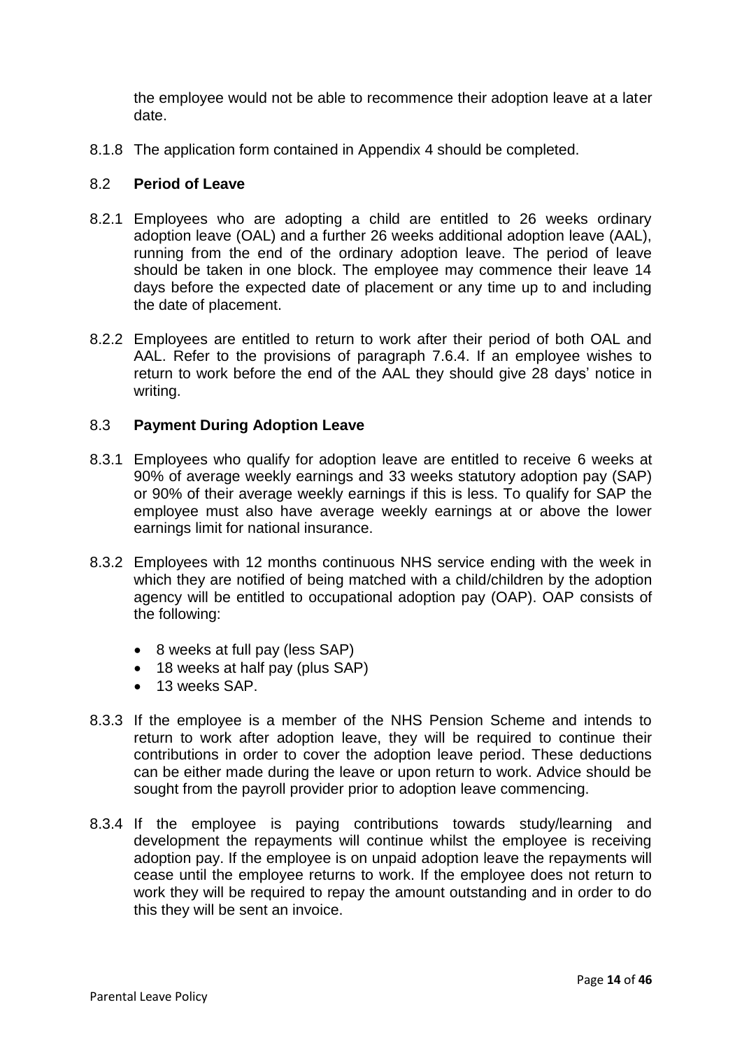the employee would not be able to recommence their adoption leave at a later date.

8.1.8 The application form contained in Appendix 4 should be completed.

## 8.2 **Period of Leave**

8.2.1 Employees who are adopting a child are entitled to 26 weeks ordinary adoption leave (OAL) and a further 26 weeks additional adoption leave (AAL), running from the end of the ordinary adoption leave. The period of leave should be taken in one block. The employee may commence their leave 14 days before the expected date of placement or any time up to and including the date of placement.

8.2.2 Employees are entitled to return to work after their period of both OAL and AAL. Refer to the provisions of paragraph 7.6.4. If an employee wishes to return to work before the end of the AAL they should give 28 days' notice in writing.

## 8.3 **Payment During Adoption Leave**

8.3.1 Employees who qualify for adoption leave are entitled to receive 6 weeks at 90% of average weekly earnings and 33 weeks statutory adoption pay (SAP) or 90% of their average weekly earnings if this is less. To qualify for SAP the employee must also have average weekly earnings at or above the lower earnings limit for national insurance.

8.3.2 Employees with 12 months continuous NHS service ending with the week in which they are notified of being matched with a child/children by the adoption agency will be entitled to occupational adoption pay (OAP). OAP consists of the following:

- 8 weeks at full pay (less SAP)
- 18 weeks at half pay (plus SAP)
- 13 weeks SAP.

8.3.3 If the employee is a member of the NHS Pension Scheme and intends to return to work after adoption leave, they will be required to continue their contributions in order to cover the adoption leave period. These deductions can be either made during the leave or upon return to work. Advice should be sought from the payroll provider prior to adoption leave commencing.

8.3.4 If the employee is paying contributions towards study/learning and development the repayments will continue whilst the employee is receiving adoption pay. If the employee is on unpaid adoption leave the repayments will cease until the employee returns to work. If the employee does not return to work they will be required to repay the amount outstanding and in order to do this they will be sent an invoice.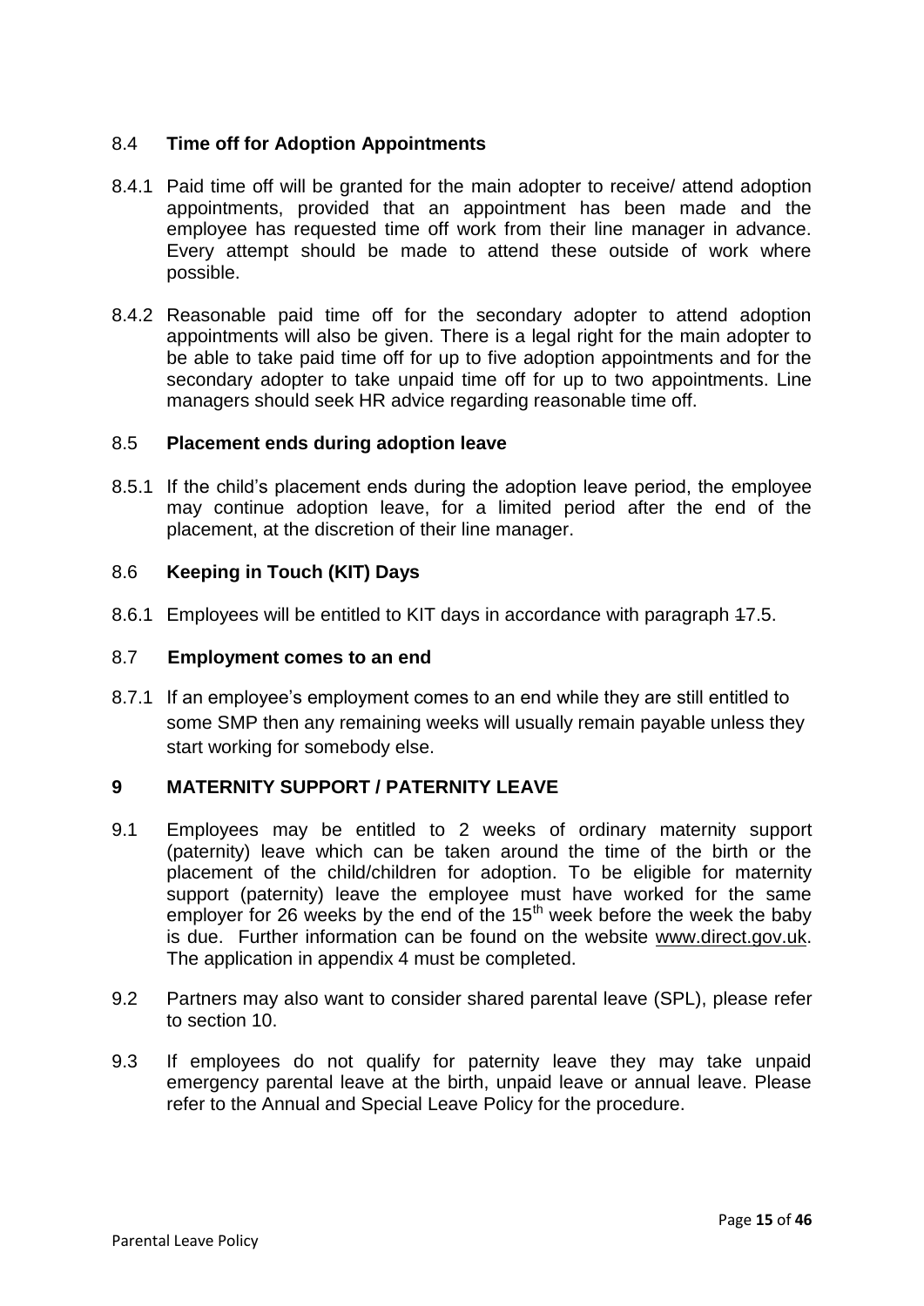### 8.4 Time off for Adoption Appointments

8.4.1 Paid time off will be granted for the main adopter to receive/ attend adoption appointments, provided that an appointment has been made and the employee has requested time off work from their line manager in advance. Every attempt should be made to attend these outside of work where possible.

8.4.2 Reasonable paid time off for the secondary adopter to attend adoption appointments will also be given. There is a legal right for the main adopter to be able to take paid time off for up to five adoption appointments and for the secondary adopter to take unpaid time off for up to two appointments. Line managers should seek HR advice regarding reasonable time off.

### 8.5 Placement ends during adoption leave

8.5.1 If the child's placement ends during the adoption leave period, the employee may continue adoption leave, for a limited period after the end of the placement, at the discretion of their line manager.

### 8.6 Keeping in Touch (KIT) Days

8.6.1 Employees will be entitled to KIT days in accordance with paragraph 17.5.

### 8.7 Employment comes to an end

8.7.1 If an employee's employment comes to an end while they are still entitled to some SMP then any remaining weeks will usually remain payable unless they start working for somebody else.

## 9 MATERNITY SUPPORT / PATERNITY LEAVE

9.1 Employees may be entitled to 2 weeks of ordinary maternity support (paternity) leave which can be taken around the time of the birth or the placement of the child/children for adoption. To be eligible for maternity support (paternity) leave the employee must have worked for the same employer for 26 weeks by the end of the 15th week before the week the baby is due. Further information can be found on the website www.direct.gov.uk. The application in appendix 4 must be completed.

9.2 Partners may also want to consider shared parental leave (SPL), please refer to section 10.

9.3 If employees do not qualify for paternity leave they may take unpaid emergency parental leave at the birth, unpaid leave or annual leave. Please refer to the Annual and Special Leave Policy for the procedure.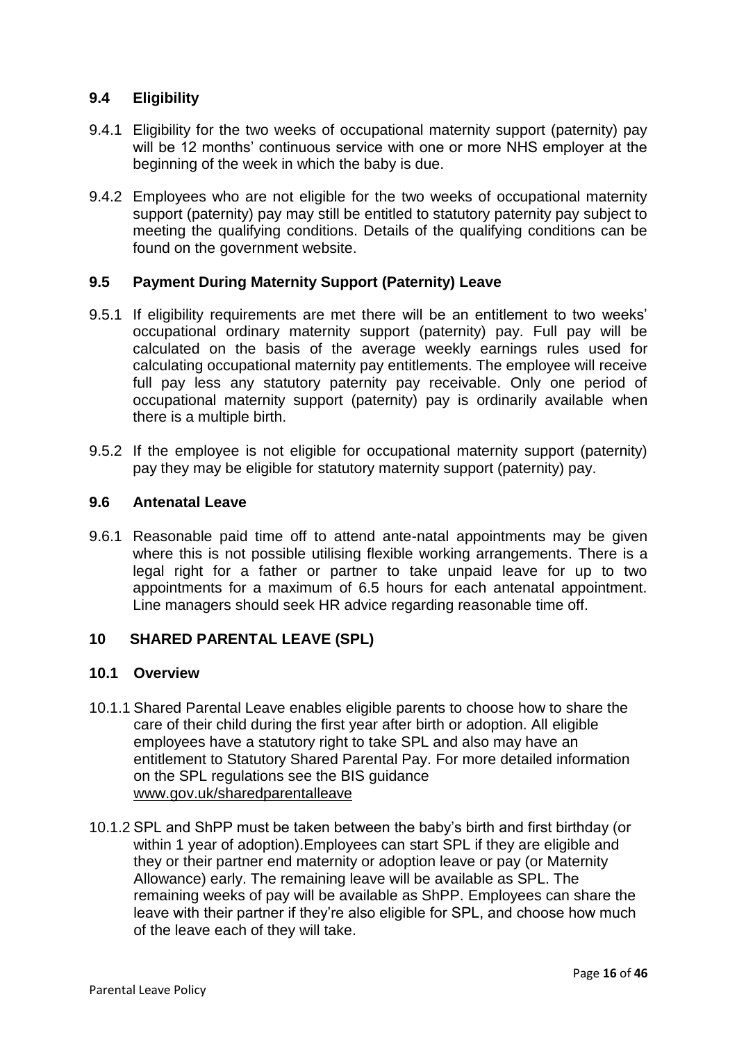### 9.4 Eligibility

9.4.1 Eligibility for the two weeks of occupational maternity support (paternity) pay will be 12 months' continuous service with one or more NHS employer at the beginning of the week in which the baby is due.

9.4.2 Employees who are not eligible for the two weeks of occupational maternity support (paternity) pay may still be entitled to statutory paternity pay subject to meeting the qualifying conditions. Details of the qualifying conditions can be found on the government website.

### 9.5 Payment During Maternity Support (Paternity) Leave

9.5.1 If eligibility requirements are met there will be an entitlement to two weeks' occupational ordinary maternity support (paternity) pay. Full pay will be calculated on the basis of the average weekly earnings rules used for calculating occupational maternity pay entitlements. The employee will receive full pay less any statutory paternity pay receivable. Only one period of occupational maternity support (paternity) pay is ordinarily available when there is a multiple birth.

9.5.2 If the employee is not eligible for occupational maternity support (paternity) pay they may be eligible for statutory maternity support (paternity) pay.

### 9.6 Antenatal Leave

9.6.1 Reasonable paid time off to attend ante-natal appointments may be given where this is not possible utilising flexible working arrangements. There is a legal right for a father or partner to take unpaid leave for up to two appointments for a maximum of 6.5 hours for each antenatal appointment. Line managers should seek HR advice regarding reasonable time off.

## 10 SHARED PARENTAL LEAVE (SPL)

### 10.1 Overview

10.1.1 Shared Parental Leave enables eligible parents to choose how to share the care of their child during the first year after birth or adoption. All eligible employees have a statutory right to take SPL and also may have an entitlement to Statutory Shared Parental Pay. For more detailed information on the SPL regulations see the BIS guidance www.gov.uk/sharedparentalleave

10.1.2 SPL and ShPP must be taken between the baby's birth and first birthday (or within 1 year of adoption).Employees can start SPL if they are eligible and they or their partner end maternity or adoption leave or pay (or Maternity Allowance) early. The remaining leave will be available as SPL. The remaining weeks of pay will be available as ShPP. Employees can share the leave with their partner if they're also eligible for SPL, and choose how much of the leave each of they will take.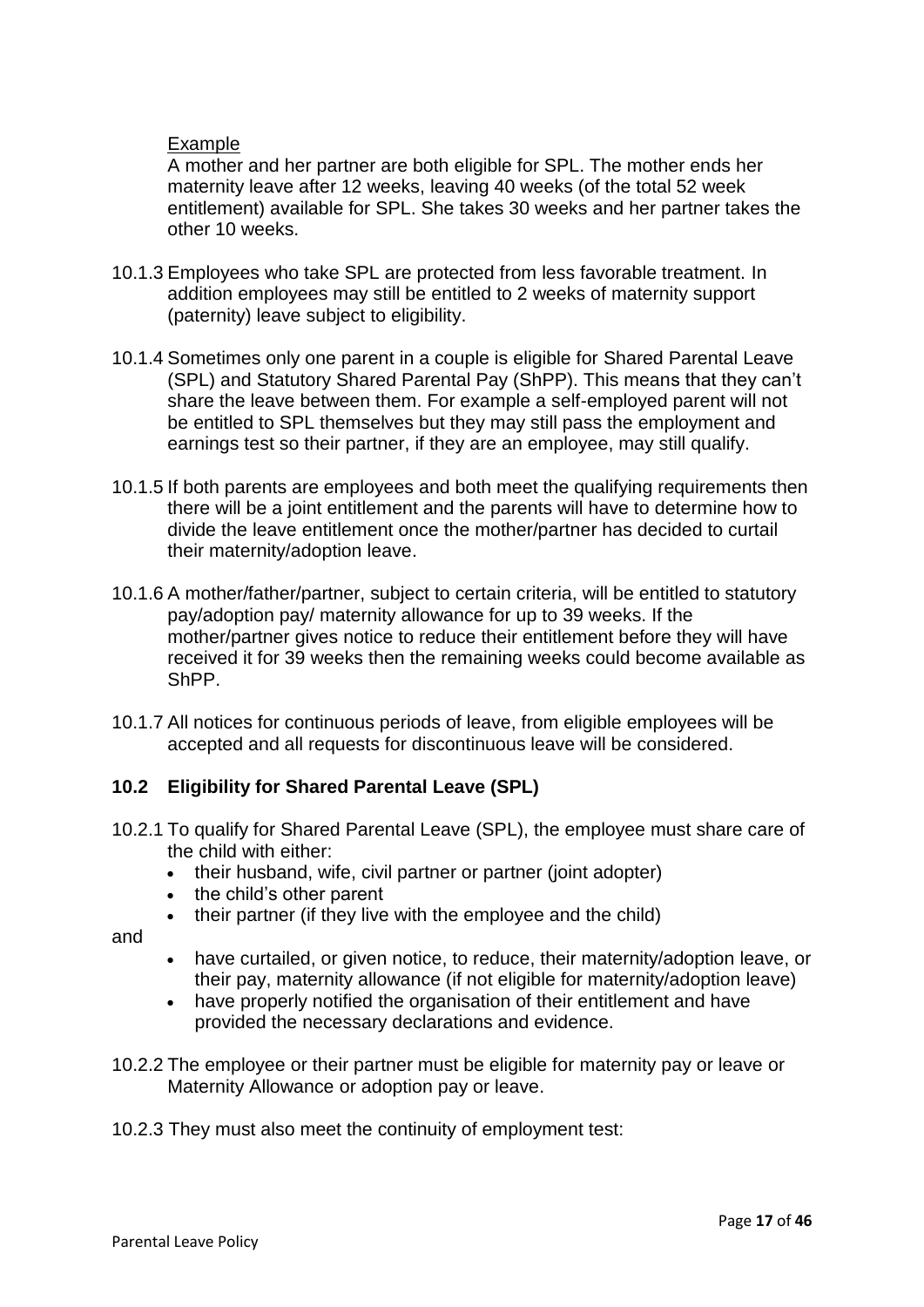Example

A mother and her partner are both eligible for SPL. The mother ends her maternity leave after 12 weeks, leaving 40 weeks (of the total 52 week entitlement) available for SPL. She takes 30 weeks and her partner takes the other 10 weeks.

10.1.3 Employees who take SPL are protected from less favorable treatment. In addition employees may still be entitled to 2 weeks of maternity support (paternity) leave subject to eligibility.

10.1.4 Sometimes only one parent in a couple is eligible for Shared Parental Leave (SPL) and Statutory Shared Parental Pay (ShPP). This means that they can't share the leave between them. For example a self-employed parent will not be entitled to SPL themselves but they may still pass the employment and earnings test so their partner, if they are an employee, may still qualify.

10.1.5 If both parents are employees and both meet the qualifying requirements then there will be a joint entitlement and the parents will have to determine how to divide the leave entitlement once the mother/partner has decided to curtail their maternity/adoption leave.

10.1.6 A mother/father/partner, subject to certain criteria, will be entitled to statutory pay/adoption pay/ maternity allowance for up to 39 weeks. If the mother/partner gives notice to reduce their entitlement before they will have received it for 39 weeks then the remaining weeks could become available as ShPP.

10.1.7 All notices for continuous periods of leave, from eligible employees will be accepted and all requests for discontinuous leave will be considered.

## 10.2 Eligibility for Shared Parental Leave (SPL)

10.2.1 To qualify for Shared Parental Leave (SPL), the employee must share care of the child with either:

- their husband, wife, civil partner or partner (joint adopter)
- the child's other parent
- their partner (if they live with the employee and the child)

and

- have curtailed, or given notice, to reduce, their maternity/adoption leave, or their pay, maternity allowance (if not eligible for maternity/adoption leave)
- have properly notified the organisation of their entitlement and have provided the necessary declarations and evidence.

10.2.2 The employee or their partner must be eligible for maternity pay or leave or Maternity Allowance or adoption pay or leave.

10.2.3 They must also meet the continuity of employment test: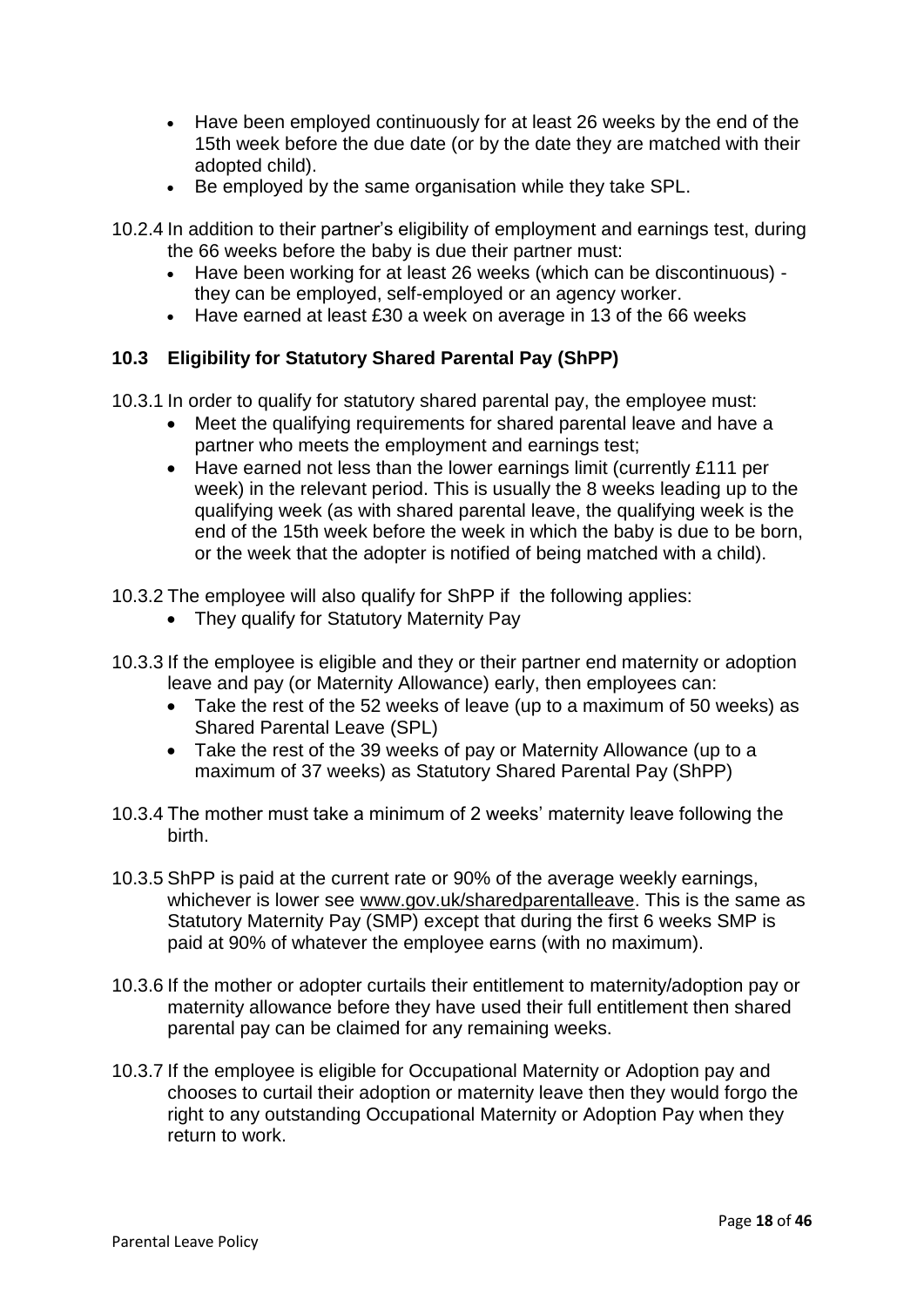- Have been employed continuously for at least 26 weeks by the end of the 15th week before the due date (or by the date they are matched with their adopted child).
- Be employed by the same organisation while they take SPL.

10.2.4 In addition to their partner's eligibility of employment and earnings test, during the 66 weeks before the baby is due their partner must:

- Have been working for at least 26 weeks (which can be discontinuous) - they can be employed, self-employed or an agency worker.
- Have earned at least £30 a week on average in 13 of the 66 weeks

## 10.3 Eligibility for Statutory Shared Parental Pay (ShPP)

10.3.1 In order to qualify for statutory shared parental pay, the employee must:

- Meet the qualifying requirements for shared parental leave and have a partner who meets the employment and earnings test;
- Have earned not less than the lower earnings limit (currently £111 per week) in the relevant period. This is usually the 8 weeks leading up to the qualifying week (as with shared parental leave, the qualifying week is the end of the 15th week before the week in which the baby is due to be born, or the week that the adopter is notified of being matched with a child).

10.3.2 The employee will also qualify for ShPP if the following applies:

- They qualify for Statutory Maternity Pay

10.3.3 If the employee is eligible and they or their partner end maternity or adoption leave and pay (or Maternity Allowance) early, then employees can:

- Take the rest of the 52 weeks of leave (up to a maximum of 50 weeks) as Shared Parental Leave (SPL)
- Take the rest of the 39 weeks of pay or Maternity Allowance (up to a maximum of 37 weeks) as Statutory Shared Parental Pay (ShPP)

10.3.4 The mother must take a minimum of 2 weeks' maternity leave following the birth.

10.3.5 ShPP is paid at the current rate or 90% of the average weekly earnings, whichever is lower see www.gov.uk/sharedparentalleave. This is the same as Statutory Maternity Pay (SMP) except that during the first 6 weeks SMP is paid at 90% of whatever the employee earns (with no maximum).

10.3.6 If the mother or adopter curtails their entitlement to maternity/adoption pay or maternity allowance before they have used their full entitlement then shared parental pay can be claimed for any remaining weeks.

10.3.7 If the employee is eligible for Occupational Maternity or Adoption pay and chooses to curtail their adoption or maternity leave then they would forgo the right to any outstanding Occupational Maternity or Adoption Pay when they return to work.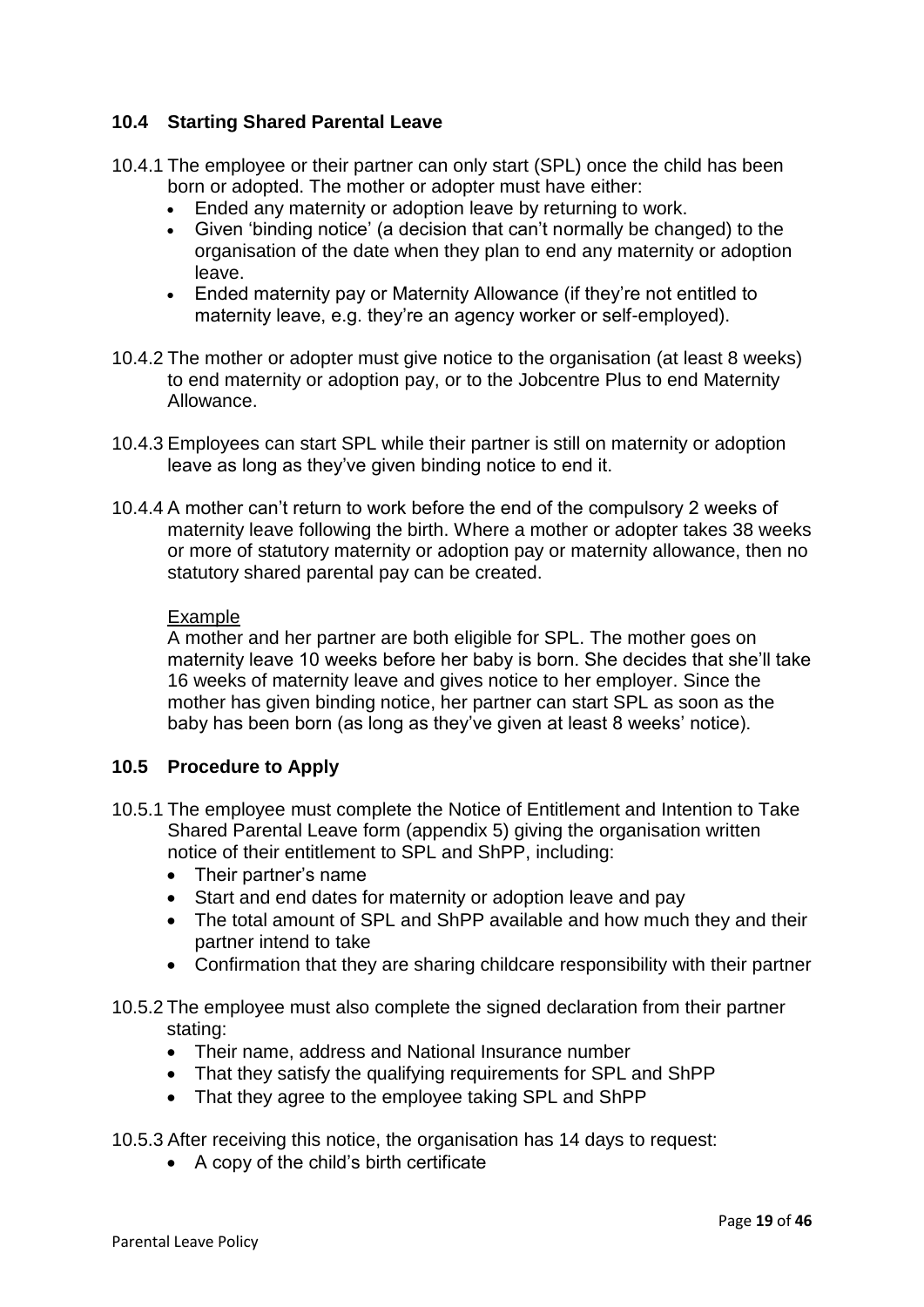### 10.4 Starting Shared Parental Leave

10.4.1 The employee or their partner can only start (SPL) once the child has been born or adopted. The mother or adopter must have either:

- Ended any maternity or adoption leave by returning to work.
- Given 'binding notice' (a decision that can't normally be changed) to the organisation of the date when they plan to end any maternity or adoption leave.
- Ended maternity pay or Maternity Allowance (if they're not entitled to maternity leave, e.g. they're an agency worker or self-employed).

10.4.2 The mother or adopter must give notice to the organisation (at least 8 weeks) to end maternity or adoption pay, or to the Jobcentre Plus to end Maternity Allowance.

10.4.3 Employees can start SPL while their partner is still on maternity or adoption leave as long as they've given binding notice to end it.

10.4.4 A mother can't return to work before the end of the compulsory 2 weeks of maternity leave following the birth. Where a mother or adopter takes 38 weeks or more of statutory maternity or adoption pay or maternity allowance, then no statutory shared parental pay can be created.

Example

A mother and her partner are both eligible for SPL. The mother goes on maternity leave 10 weeks before her baby is born. She decides that she'll take 16 weeks of maternity leave and gives notice to her employer. Since the mother has given binding notice, her partner can start SPL as soon as the baby has been born (as long as they've given at least 8 weeks' notice).

### 10.5 Procedure to Apply

10.5.1 The employee must complete the Notice of Entitlement and Intention to Take Shared Parental Leave form (appendix 5) giving the organisation written notice of their entitlement to SPL and ShPP, including:

- Their partner's name
- Start and end dates for maternity or adoption leave and pay
- The total amount of SPL and ShPP available and how much they and their partner intend to take
- Confirmation that they are sharing childcare responsibility with their partner

10.5.2 The employee must also complete the signed declaration from their partner stating:

- Their name, address and National Insurance number
- That they satisfy the qualifying requirements for SPL and ShPP
- That they agree to the employee taking SPL and ShPP

10.5.3 After receiving this notice, the organisation has 14 days to request:

- A copy of the child's birth certificate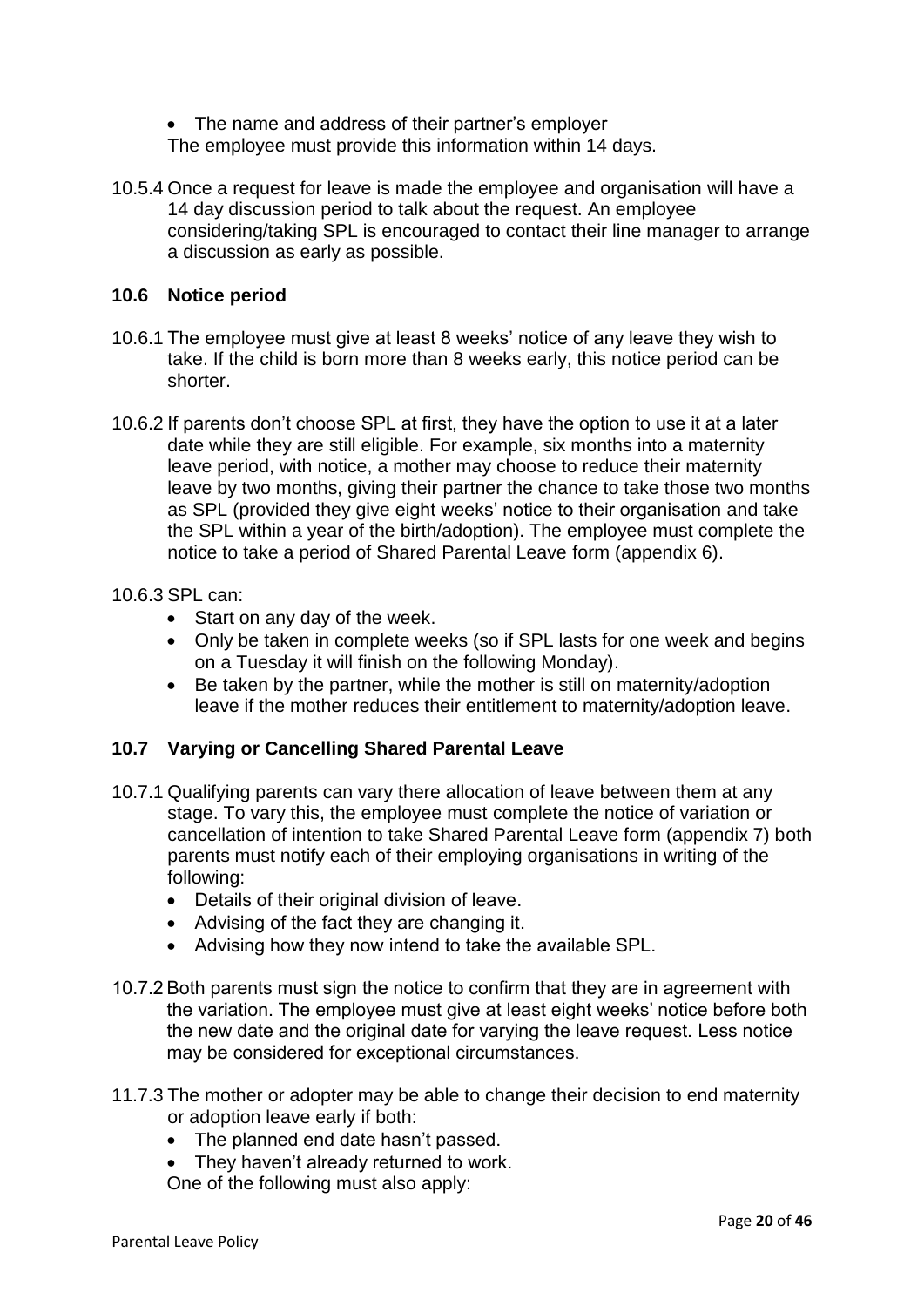- The name and address of their partner's employer

The employee must provide this information within 14 days.

10.5.4 Once a request for leave is made the employee and organisation will have a 14 day discussion period to talk about the request. An employee considering/taking SPL is encouraged to contact their line manager to arrange a discussion as early as possible.

### 10.6 Notice period

10.6.1 The employee must give at least 8 weeks' notice of any leave they wish to take. If the child is born more than 8 weeks early, this notice period can be shorter.

10.6.2 If parents don't choose SPL at first, they have the option to use it at a later date while they are still eligible. For example, six months into a maternity leave period, with notice, a mother may choose to reduce their maternity leave by two months, giving their partner the chance to take those two months as SPL (provided they give eight weeks' notice to their organisation and take the SPL within a year of the birth/adoption). The employee must complete the notice to take a period of Shared Parental Leave form (appendix 6).

10.6.3 SPL can:

- Start on any day of the week.
- Only be taken in complete weeks (so if SPL lasts for one week and begins on a Tuesday it will finish on the following Monday).
- Be taken by the partner, while the mother is still on maternity/adoption leave if the mother reduces their entitlement to maternity/adoption leave.

### 10.7 Varying or Cancelling Shared Parental Leave

10.7.1 Qualifying parents can vary there allocation of leave between them at any stage. To vary this, the employee must complete the notice of variation or cancellation of intention to take Shared Parental Leave form (appendix 7) both parents must notify each of their employing organisations in writing of the following:

- Details of their original division of leave.
- Advising of the fact they are changing it.
- Advising how they now intend to take the available SPL.

10.7.2 Both parents must sign the notice to confirm that they are in agreement with the variation. The employee must give at least eight weeks' notice before both the new date and the original date for varying the leave request. Less notice may be considered for exceptional circumstances.

11.7.3 The mother or adopter may be able to change their decision to end maternity or adoption leave early if both:

- The planned end date hasn't passed.
- They haven't already returned to work.

One of the following must also apply: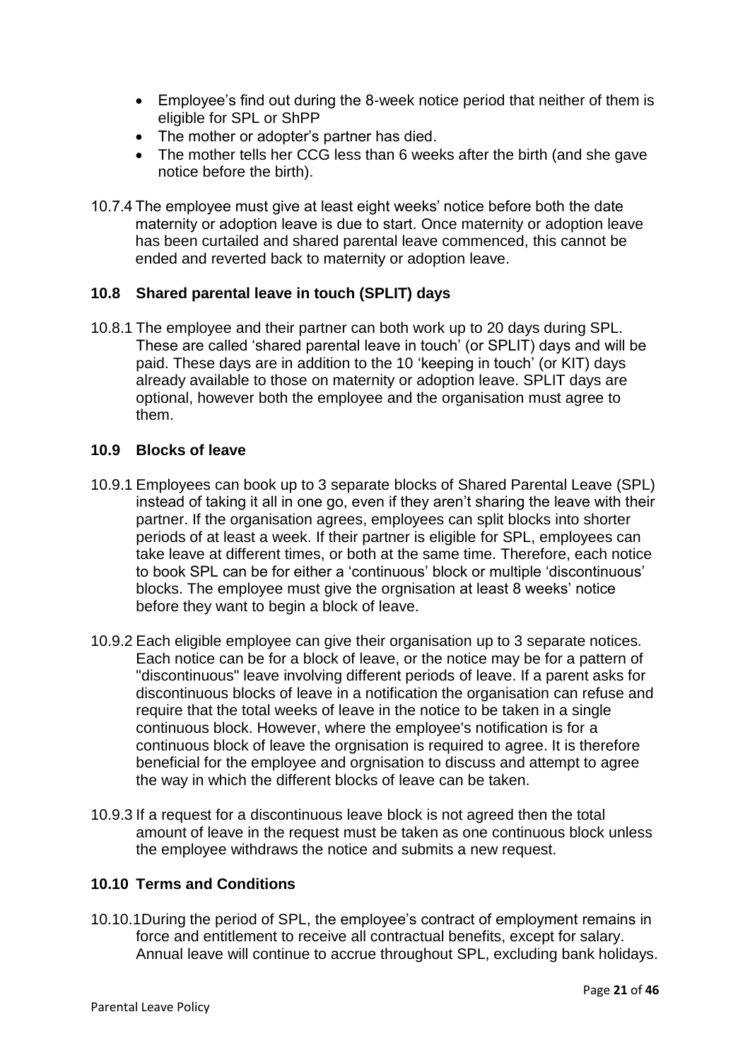- Employee's find out during the 8-week notice period that neither of them is eligible for SPL or ShPP
- The mother or adopter's partner has died.
- The mother tells her CCG less than 6 weeks after the birth (and she gave notice before the birth).

10.7.4 The employee must give at least eight weeks' notice before both the date maternity or adoption leave is due to start. Once maternity or adoption leave has been curtailed and shared parental leave commenced, this cannot be ended and reverted back to maternity or adoption leave.

### 10.8 Shared parental leave in touch (SPLIT) days

10.8.1 The employee and their partner can both work up to 20 days during SPL. These are called 'shared parental leave in touch' (or SPLIT) days and will be paid. These days are in addition to the 10 'keeping in touch' (or KIT) days already available to those on maternity or adoption leave. SPLIT days are optional, however both the employee and the organisation must agree to them.

### 10.9 Blocks of leave

10.9.1 Employees can book up to 3 separate blocks of Shared Parental Leave (SPL) instead of taking it all in one go, even if they aren't sharing the leave with their partner. If the organisation agrees, employees can split blocks into shorter periods of at least a week. If their partner is eligible for SPL, employees can take leave at different times, or both at the same time. Therefore, each notice to book SPL can be for either a 'continuous' block or multiple 'discontinuous' blocks. The employee must give the orgnisation at least 8 weeks' notice before they want to begin a block of leave.

10.9.2 Each eligible employee can give their organisation up to 3 separate notices. Each notice can be for a block of leave, or the notice may be for a pattern of "discontinuous" leave involving different periods of leave. If a parent asks for discontinuous blocks of leave in a notification the organisation can refuse and require that the total weeks of leave in the notice to be taken in a single continuous block. However, where the employee's notification is for a continuous block of leave the orgnisation is required to agree. It is therefore beneficial for the employee and orgnisation to discuss and attempt to agree the way in which the different blocks of leave can be taken.

10.9.3 If a request for a discontinuous leave block is not agreed then the total amount of leave in the request must be taken as one continuous block unless the employee withdraws the notice and submits a new request.

### 10.10 Terms and Conditions

10.10.1 During the period of SPL, the employee's contract of employment remains in force and entitlement to receive all contractual benefits, except for salary. Annual leave will continue to accrue throughout SPL, excluding bank holidays.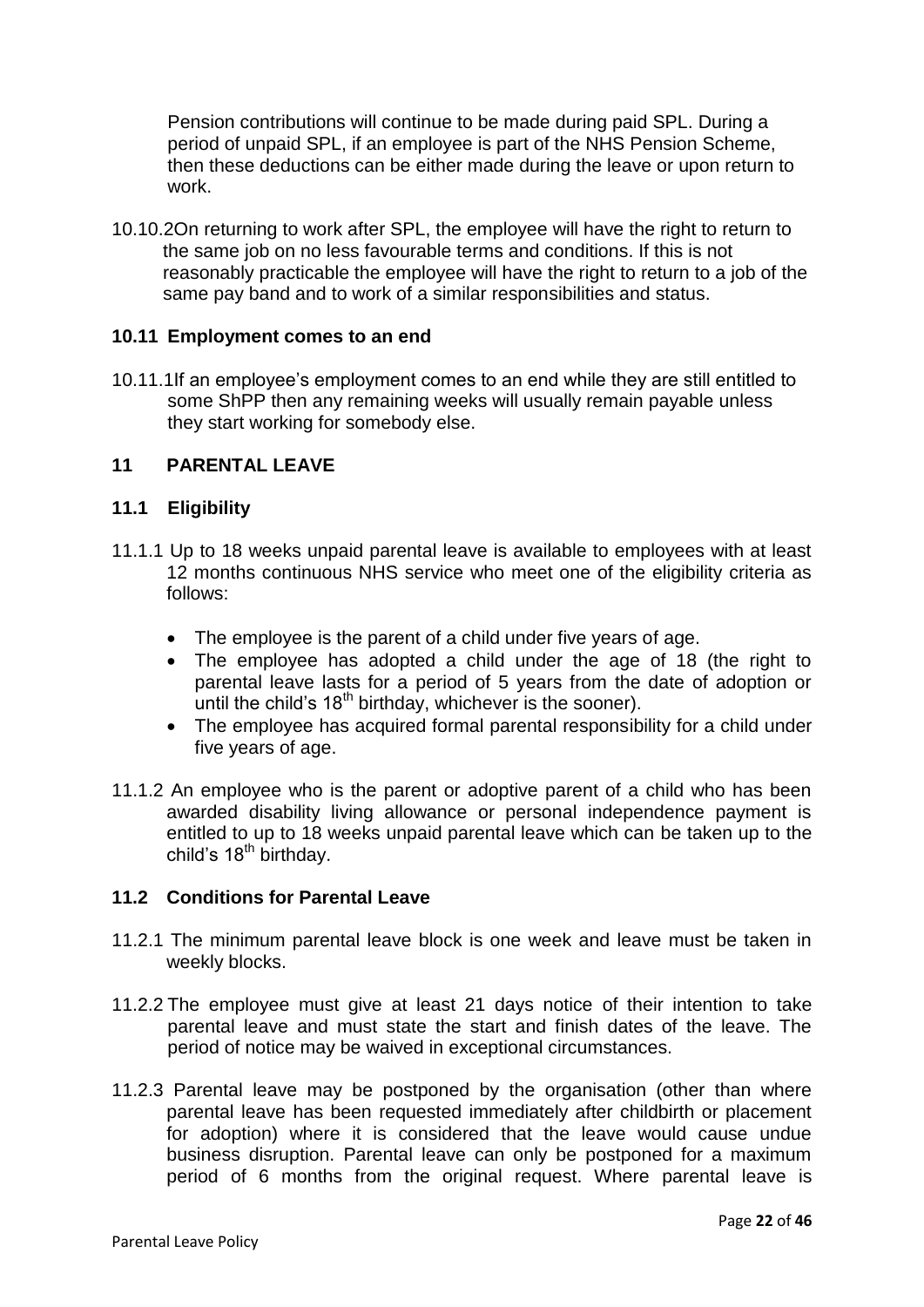Pension contributions will continue to be made during paid SPL. During a period of unpaid SPL, if an employee is part of the NHS Pension Scheme, then these deductions can be either made during the leave or upon return to work.

10.10.2 On returning to work after SPL, the employee will have the right to return to the same job on no less favourable terms and conditions. If this is not reasonably practicable the employee will have the right to return to a job of the same pay band and to work of a similar responsibilities and status.

### 10.11 Employment comes to an end

10.11.1 If an employee's employment comes to an end while they are still entitled to some ShPP then any remaining weeks will usually remain payable unless they start working for somebody else.

## 11 PARENTAL LEAVE

### 11.1 Eligibility

11.1.1 Up to 18 weeks unpaid parental leave is available to employees with at least 12 months continuous NHS service who meet one of the eligibility criteria as follows:

- The employee is the parent of a child under five years of age.
- The employee has adopted a child under the age of 18 (the right to parental leave lasts for a period of 5 years from the date of adoption or until the child's 18th birthday, whichever is the sooner).
- The employee has acquired formal parental responsibility for a child under five years of age.

11.1.2 An employee who is the parent or adoptive parent of a child who has been awarded disability living allowance or personal independence payment is entitled to up to 18 weeks unpaid parental leave which can be taken up to the child's 18th birthday.

### 11.2 Conditions for Parental Leave

11.2.1 The minimum parental leave block is one week and leave must be taken in weekly blocks.

11.2.2 The employee must give at least 21 days notice of their intention to take parental leave and must state the start and finish dates of the leave. The period of notice may be waived in exceptional circumstances.

11.2.3 Parental leave may be postponed by the organisation (other than where parental leave has been requested immediately after childbirth or placement for adoption) where it is considered that the leave would cause undue business disruption. Parental leave can only be postponed for a maximum period of 6 months from the original request. Where parental leave is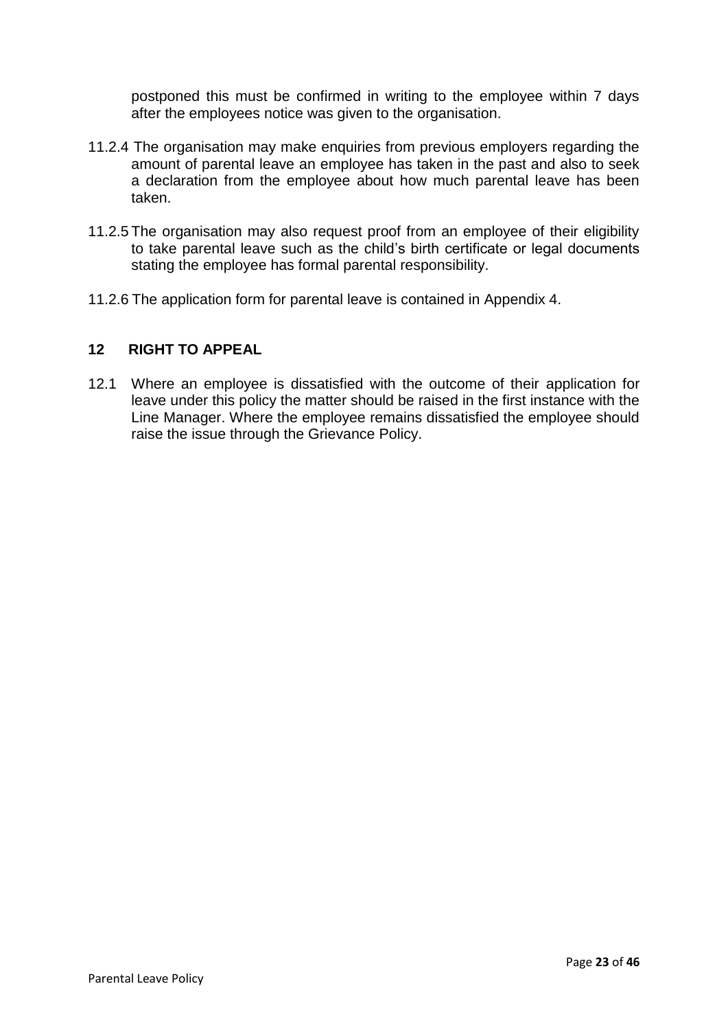postponed this must be confirmed in writing to the employee within 7 days after the employees notice was given to the organisation.

11.2.4 The organisation may make enquiries from previous employers regarding the amount of parental leave an employee has taken in the past and also to seek a declaration from the employee about how much parental leave has been taken.

11.2.5 The organisation may also request proof from an employee of their eligibility to take parental leave such as the child's birth certificate or legal documents stating the employee has formal parental responsibility.

11.2.6 The application form for parental leave is contained in Appendix 4.

## 12 RIGHT TO APPEAL

12.1 Where an employee is dissatisfied with the outcome of their application for leave under this policy the matter should be raised in the first instance with the Line Manager. Where the employee remains dissatisfied the employee should raise the issue through the Grievance Policy.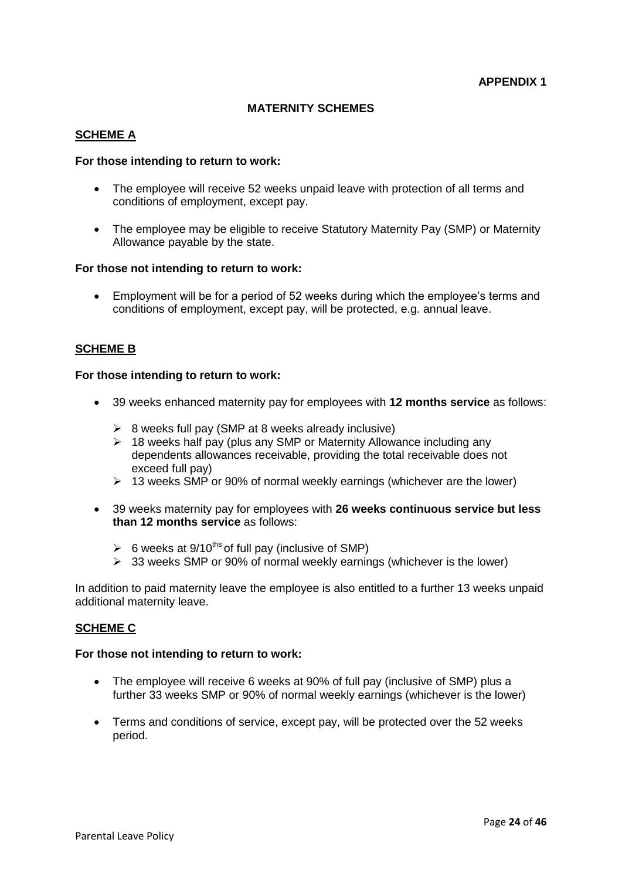**APPENDIX 1**

## MATERNITY SCHEMES

### SCHEME A

**For those intending to return to work:**

- The employee will receive 52 weeks unpaid leave with protection of all terms and conditions of employment, except pay.
- The employee may be eligible to receive Statutory Maternity Pay (SMP) or Maternity Allowance payable by the state.

**For those not intending to return to work:**

- Employment will be for a period of 52 weeks during which the employee's terms and conditions of employment, except pay, will be protected, e.g. annual leave.

### SCHEME B

**For those intending to return to work:**

- 39 weeks enhanced maternity pay for employees with **12 months service** as follows:
  - 8 weeks full pay (SMP at 8 weeks already inclusive)
  - 18 weeks half pay (plus any SMP or Maternity Allowance including any dependents allowances receivable, providing the total receivable does not exceed full pay)
  - 13 weeks SMP or 90% of normal weekly earnings (whichever are the lower)
- 39 weeks maternity pay for employees with **26 weeks continuous service but less than 12 months service** as follows:
  - 6 weeks at 9/10ths of full pay (inclusive of SMP)
  - 33 weeks SMP or 90% of normal weekly earnings (whichever is the lower)

In addition to paid maternity leave the employee is also entitled to a further 13 weeks unpaid additional maternity leave.

### SCHEME C

**For those not intending to return to work:**

- The employee will receive 6 weeks at 90% of full pay (inclusive of SMP) plus a further 33 weeks SMP or 90% of normal weekly earnings (whichever is the lower)
- Terms and conditions of service, except pay, will be protected over the 52 weeks period.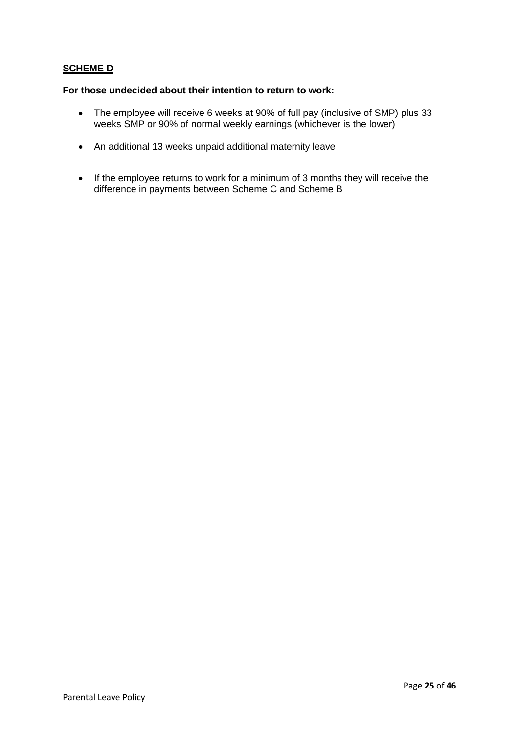## **SCHEME D**

**For those undecided about their intention to return to work:**

- The employee will receive 6 weeks at 90% of full pay (inclusive of SMP) plus 33 weeks SMP or 90% of normal weekly earnings (whichever is the lower)
- An additional 13 weeks unpaid additional maternity leave
- If the employee returns to work for a minimum of 3 months they will receive the difference in payments between Scheme C and Scheme B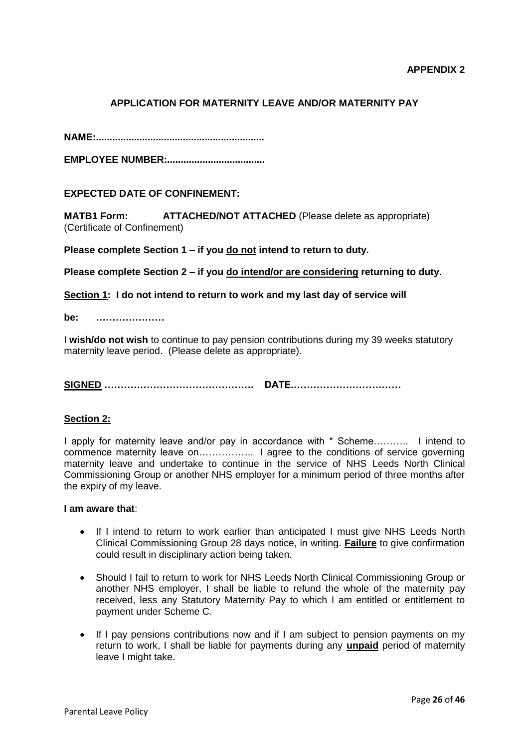**APPENDIX 2**

## APPLICATION FOR MATERNITY LEAVE AND/OR MATERNITY PAY

**NAME:............................................................**

**EMPLOYEE NUMBER:...................................**

**EXPECTED DATE OF CONFINEMENT:**

**MATB1 Form:** **ATTACHED/NOT ATTACHED** (Please delete as appropriate)
(Certificate of Confinement)

**Please complete Section 1 – if you <u>do not</u> intend to return to duty.**

**Please complete Section 2 – if you <u>do intend/or are considering</u> returning to duty**.

**<u>Section 1</u>: I do not intend to return to work and my last day of service will be: …………………**

I **wish/do not wish** to continue to pay pension contributions during my 39 weeks statutory maternity leave period. (Please delete as appropriate).

**<u>SIGNED</u> ……………………………………… DATE……………………………**

**<u>Section 2:</u>**

I apply for maternity leave and/or pay in accordance with * Scheme……….. I intend to commence maternity leave on…………….. I agree to the conditions of service governing maternity leave and undertake to continue in the service of NHS Leeds North Clinical Commissioning Group or another NHS employer for a minimum period of three months after the expiry of my leave.

**I am aware that**:

- If I intend to return to work earlier than anticipated I must give NHS Leeds North Clinical Commissioning Group 28 days notice, in writing. **<u>Failure</u>** to give confirmation could result in disciplinary action being taken.
- Should I fail to return to work for NHS Leeds North Clinical Commissioning Group or another NHS employer, I shall be liable to refund the whole of the maternity pay received, less any Statutory Maternity Pay to which I am entitled or entitlement to payment under Scheme C.
- If I pay pensions contributions now and if I am subject to pension payments on my return to work, I shall be liable for payments during any **<u>unpaid</u>** period of maternity leave I might take.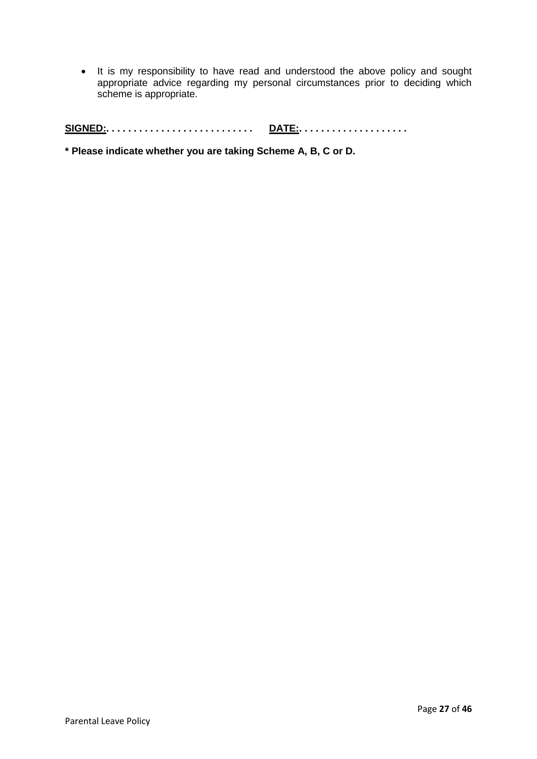- It is my responsibility to have read and understood the above policy and sought appropriate advice regarding my personal circumstances prior to deciding which scheme is appropriate.

**SIGNED:. . . . . . . . . . . . . . . . . . . . . . . . . .     DATE:. . . . . . . . . . . . . . . . . . . .**

**\* Please indicate whether you are taking Scheme A, B, C or D.**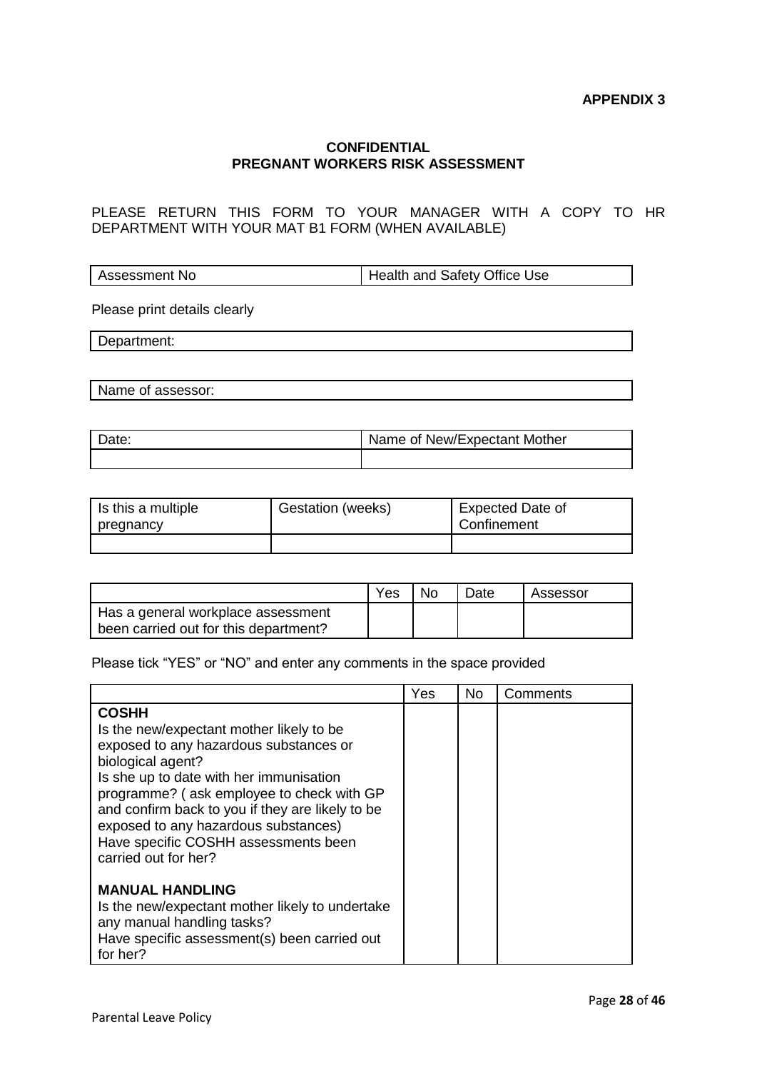**APPENDIX 3**

**CONFIDENTIAL**
**PREGNANT WORKERS RISK ASSESSMENT**

PLEASE RETURN THIS FORM TO YOUR MANAGER WITH A COPY TO HR DEPARTMENT WITH YOUR MAT B1 FORM (WHEN AVAILABLE)

| Assessment No | Health and Safety Office Use |
|---|---|

Please print details clearly

| Department: |
|---|

| Name of assessor: |
|---|

| Date: | Name of New/Expectant Mother |
|---|---|
| | |

| Is this a multiple pregnancy | Gestation (weeks) | Expected Date of Confinement |
|---|---|---|
| | | |

| | Yes | No | Date | Assessor |
|---|---|---|---|---|
| Has a general workplace assessment been carried out for this department? | | | | |

Please tick "YES" or "NO" and enter any comments in the space provided

| | Yes | No | Comments |
|---|---|---|---|
| **COSHH**<br>Is the new/expectant mother likely to be exposed to any hazardous substances or biological agent?<br>Is she up to date with her immunisation programme? ( ask employee to check with GP and confirm back to you if they are likely to be exposed to any hazardous substances)<br>Have specific COSHH assessments been carried out for her?<br><br>**MANUAL HANDLING**<br>Is the new/expectant mother likely to undertake any manual handling tasks?<br>Have specific assessment(s) been carried out for her? | | | |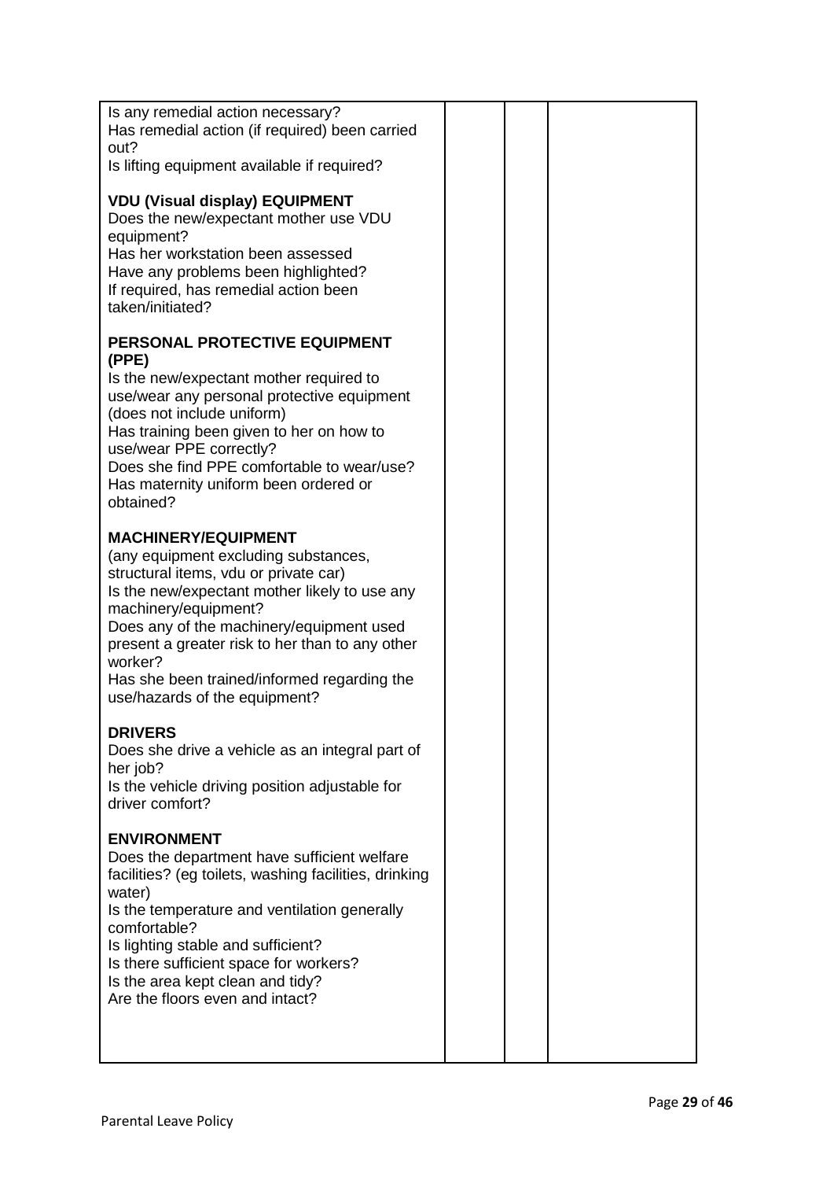| | | | |
|---|---|---|---|
| Is any remedial action necessary?<br>Has remedial action (if required) been carried out?<br>Is lifting equipment available if required?<br><br>**VDU (Visual display) EQUIPMENT**<br>Does the new/expectant mother use VDU equipment?<br>Has her workstation been assessed<br>Have any problems been highlighted?<br>If required, has remedial action been taken/initiated?<br><br>**PERSONAL PROTECTIVE EQUIPMENT (PPE)**<br>Is the new/expectant mother required to use/wear any personal protective equipment (does not include uniform)<br>Has training been given to her on how to use/wear PPE correctly?<br>Does she find PPE comfortable to wear/use?<br>Has maternity uniform been ordered or obtained?<br><br>**MACHINERY/EQUIPMENT**<br>(any equipment excluding substances, structural items, vdu or private car)<br>Is the new/expectant mother likely to use any machinery/equipment?<br>Does any of the machinery/equipment used present a greater risk to her than to any other worker?<br>Has she been trained/informed regarding the use/hazards of the equipment?<br><br>**DRIVERS**<br>Does she drive a vehicle as an integral part of her job?<br>Is the vehicle driving position adjustable for driver comfort?<br><br>**ENVIRONMENT**<br>Does the department have sufficient welfare facilities? (eg toilets, washing facilities, drinking water)<br>Is the temperature and ventilation generally comfortable?<br>Is lighting stable and sufficient?<br>Is there sufficient space for workers?<br>Is the area kept clean and tidy?<br>Are the floors even and intact? | | | |

Parental Leave Policy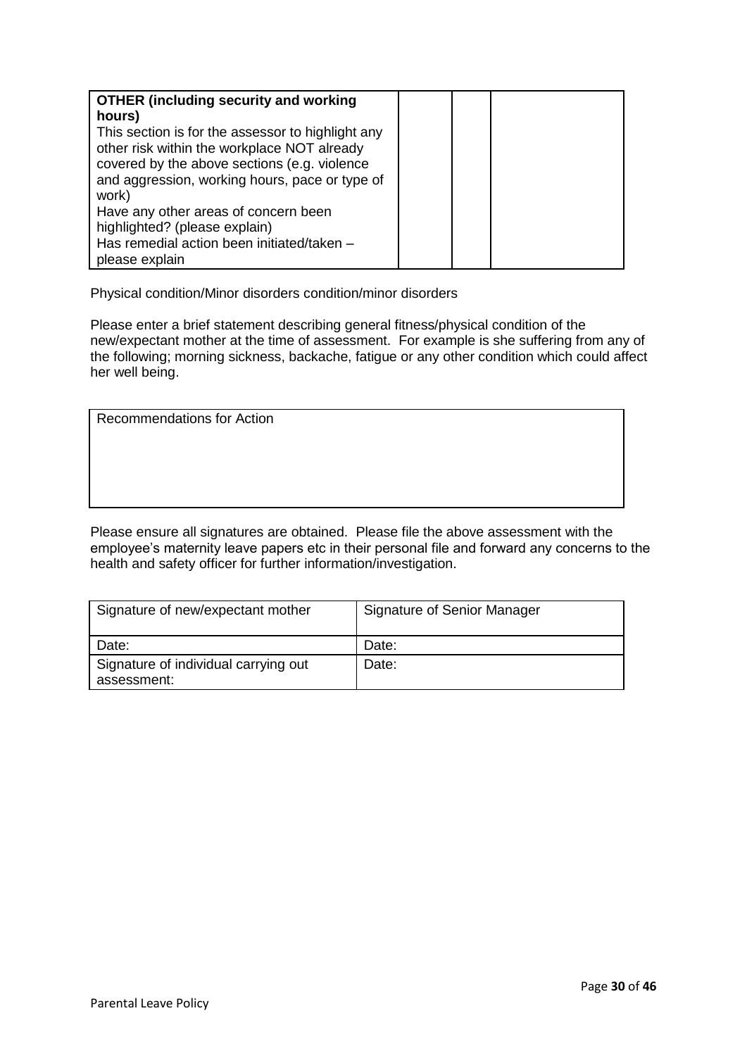| **OTHER (including security and working hours)**<br>This section is for the assessor to highlight any other risk within the workplace NOT already covered by the above sections (e.g. violence and aggression, working hours, pace or type of work)<br>Have any other areas of concern been highlighted? (please explain)<br>Has remedial action been initiated/taken – please explain | | | |
|---|---|---|---|

Physical condition/Minor disorders condition/minor disorders

Please enter a brief statement describing general fitness/physical condition of the new/expectant mother at the time of assessment. For example is she suffering from any of the following; morning sickness, backache, fatigue or any other condition which could affect her well being.

| Recommendations for Action |
|---|
| |

Please ensure all signatures are obtained. Please file the above assessment with the employee's maternity leave papers etc in their personal file and forward any concerns to the health and safety officer for further information/investigation.

| Signature of new/expectant mother | Signature of Senior Manager |
|---|---|
| Date: | Date: |
| Signature of individual carrying out assessment: | Date: |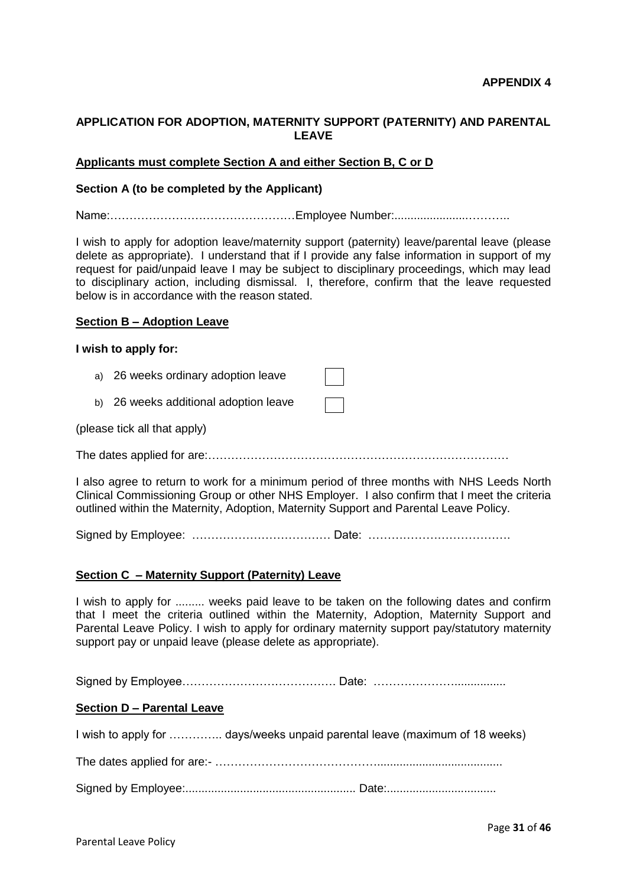**APPENDIX 4**

## APPLICATION FOR ADOPTION, MATERNITY SUPPORT (PATERNITY) AND PARENTAL LEAVE

**Applicants must complete Section A and either Section B, C or D**

### Section A (to be completed by the Applicant)

Name:…………………………………………Employee Number:.....................………..

I wish to apply for adoption leave/maternity support (paternity) leave/parental leave (please delete as appropriate). I understand that if I provide any false information in support of my request for paid/unpaid leave I may be subject to disciplinary proceedings, which may lead to disciplinary action, including dismissal. I, therefore, confirm that the leave requested below is in accordance with the reason stated.

### Section B – Adoption Leave

**I wish to apply for:**

a) 26 weeks ordinary adoption leave ☐

b) 26 weeks additional adoption leave ☐

(please tick all that apply)

The dates applied for are:……………………………………………………………………

I also agree to return to work for a minimum period of three months with NHS Leeds North Clinical Commissioning Group or other NHS Employer. I also confirm that I meet the criteria outlined within the Maternity, Adoption, Maternity Support and Parental Leave Policy.

Signed by Employee: ……………………………… Date: ………………………………

### Section C – Maternity Support (Paternity) Leave

I wish to apply for ......... weeks paid leave to be taken on the following dates and confirm that I meet the criteria outlined within the Maternity, Adoption, Maternity Support and Parental Leave Policy. I wish to apply for ordinary maternity support pay/statutory maternity support pay or unpaid leave (please delete as appropriate).

Signed by Employee………………………………… Date: …………………................

### Section D – Parental Leave

I wish to apply for ………….. days/weeks unpaid parental leave (maximum of 18 weeks)

The dates applied for are:- …………………………………….......................................

Signed by Employee:..................................................... Date:..................................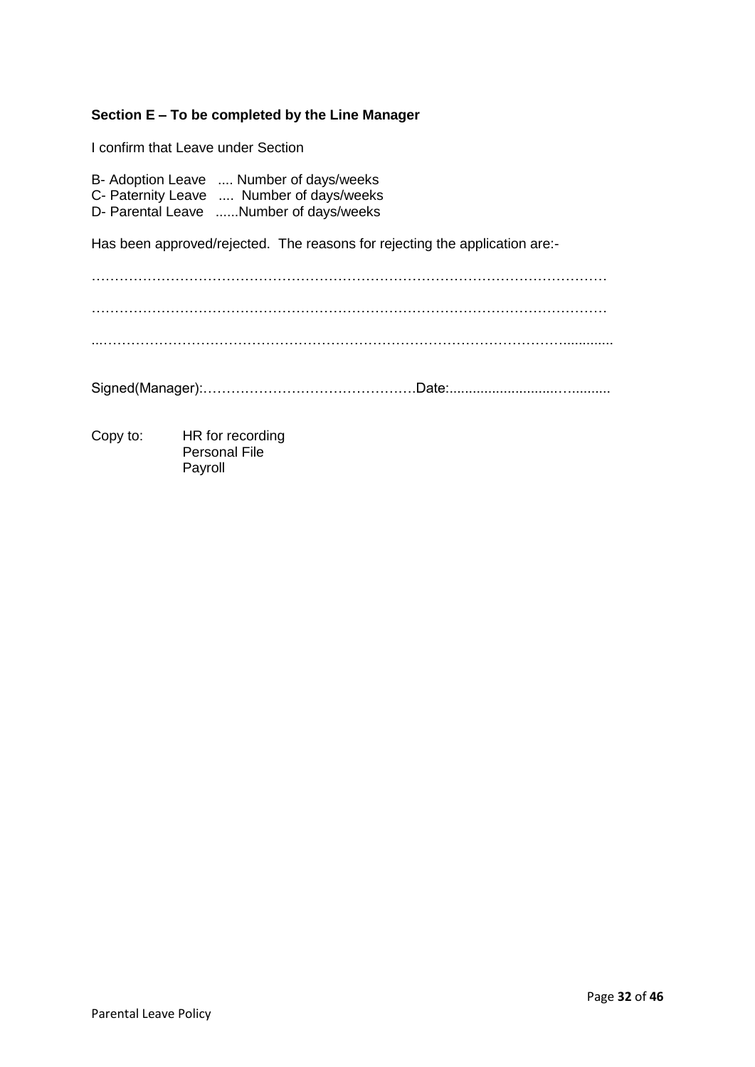**Section E – To be completed by the Line Manager**

I confirm that Leave under Section

B- Adoption Leave .... Number of days/weeks
C- Paternity Leave .... Number of days/weeks
D- Parental Leave ......Number of days/weeks

Has been approved/rejected. The reasons for rejecting the application are:-

…………………………………………………………………………………………………

…………………………………………………………………………………………………

...…………………………………………………………………………………………..............

Signed(Manager):……………………………………….Date:..........................…..........

Copy to: HR for recording
Personal File
Payroll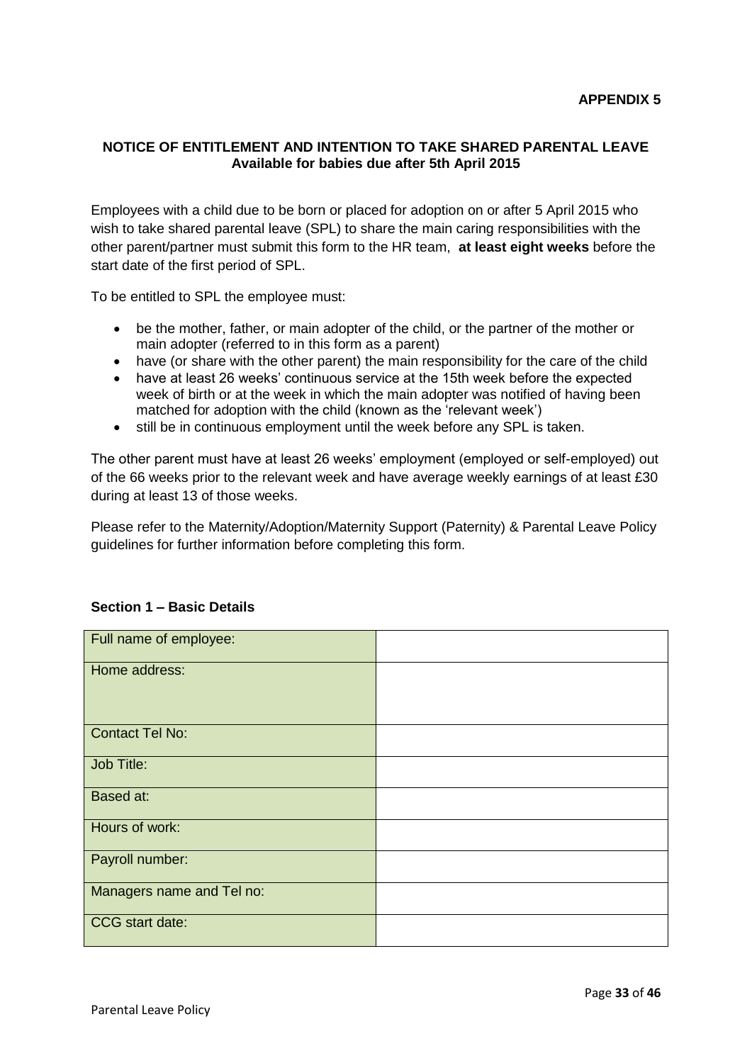**APPENDIX 5**

## NOTICE OF ENTITLEMENT AND INTENTION TO TAKE SHARED PARENTAL LEAVE
**Available for babies due after 5th April 2015**

Employees with a child due to be born or placed for adoption on or after 5 April 2015 who wish to take shared parental leave (SPL) to share the main caring responsibilities with the other parent/partner must submit this form to the HR team, **at least eight weeks** before the start date of the first period of SPL.

To be entitled to SPL the employee must:

- be the mother, father, or main adopter of the child, or the partner of the mother or main adopter (referred to in this form as a parent)
- have (or share with the other parent) the main responsibility for the care of the child
- have at least 26 weeks' continuous service at the 15th week before the expected week of birth or at the week in which the main adopter was notified of having been matched for adoption with the child (known as the 'relevant week')
- still be in continuous employment until the week before any SPL is taken.

The other parent must have at least 26 weeks' employment (employed or self-employed) out of the 66 weeks prior to the relevant week and have average weekly earnings of at least £30 during at least 13 of those weeks.

Please refer to the Maternity/Adoption/Maternity Support (Paternity) & Parental Leave Policy guidelines for further information before completing this form.

### Section 1 – Basic Details

| | |
|---|---|
| Full name of employee: | |
| Home address: | |
| Contact Tel No: | |
| Job Title: | |
| Based at: | |
| Hours of work: | |
| Payroll number: | |
| Managers name and Tel no: | |
| CCG start date: | |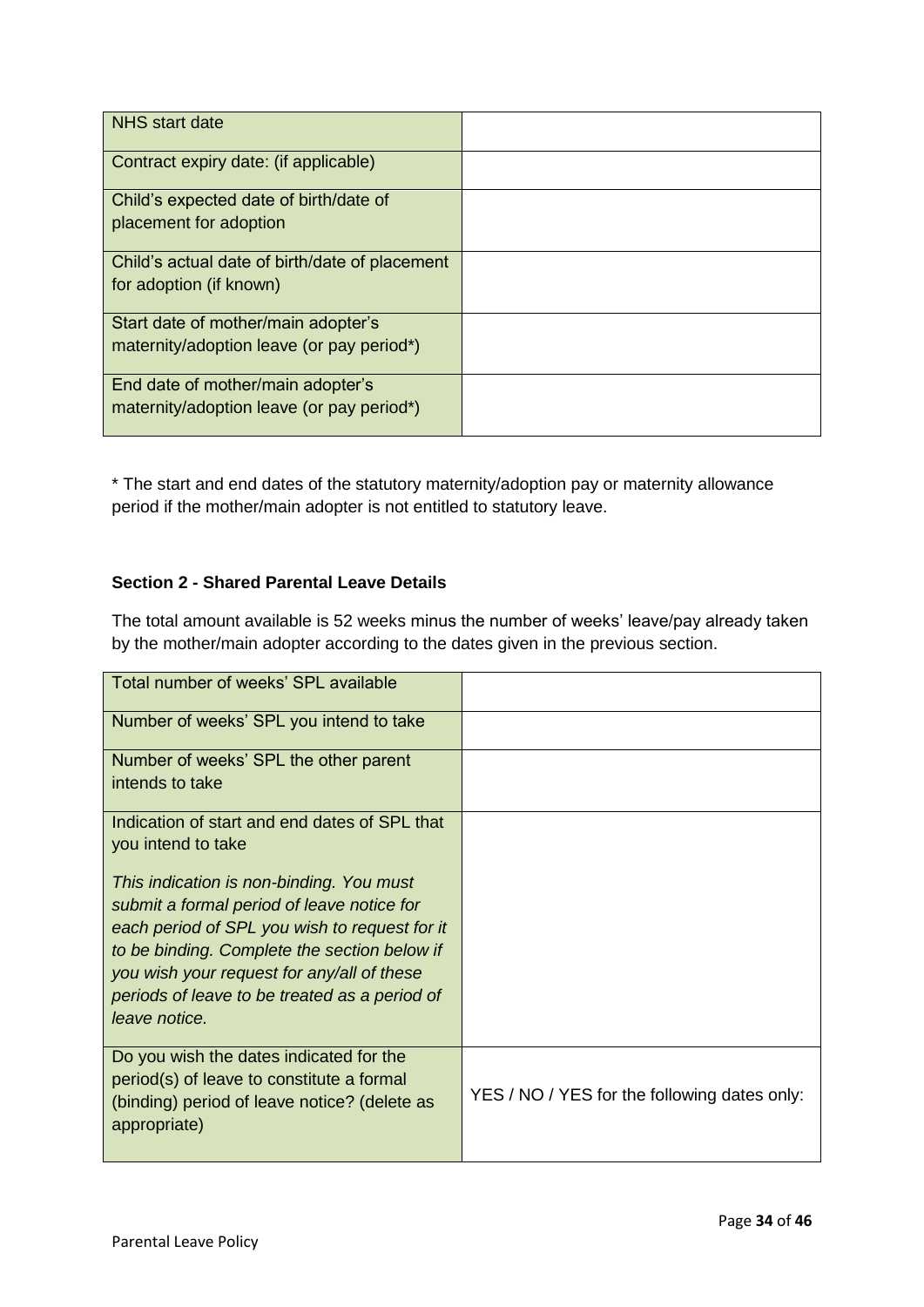| NHS start date | |
|---|---|
| Contract expiry date: (if applicable) | |
| Child's expected date of birth/date of placement for adoption | |
| Child's actual date of birth/date of placement for adoption (if known) | |
| Start date of mother/main adopter's maternity/adoption leave (or pay period*) | |
| End date of mother/main adopter's maternity/adoption leave (or pay period*) | |

* The start and end dates of the statutory maternity/adoption pay or maternity allowance period if the mother/main adopter is not entitled to statutory leave.

**Section 2 - Shared Parental Leave Details**

The total amount available is 52 weeks minus the number of weeks' leave/pay already taken by the mother/main adopter according to the dates given in the previous section.

| Total number of weeks' SPL available | |
|---|---|
| Number of weeks' SPL you intend to take | |
| Number of weeks' SPL the other parent intends to take | |
| Indication of start and end dates of SPL that you intend to take<br><br>*This indication is non-binding. You must submit a formal period of leave notice for each period of SPL you wish to request for it to be binding. Complete the section below if you wish your request for any/all of these periods of leave to be treated as a period of leave notice.* | |
| Do you wish the dates indicated for the period(s) of leave to constitute a formal (binding) period of leave notice? (delete as appropriate) | YES / NO / YES for the following dates only: |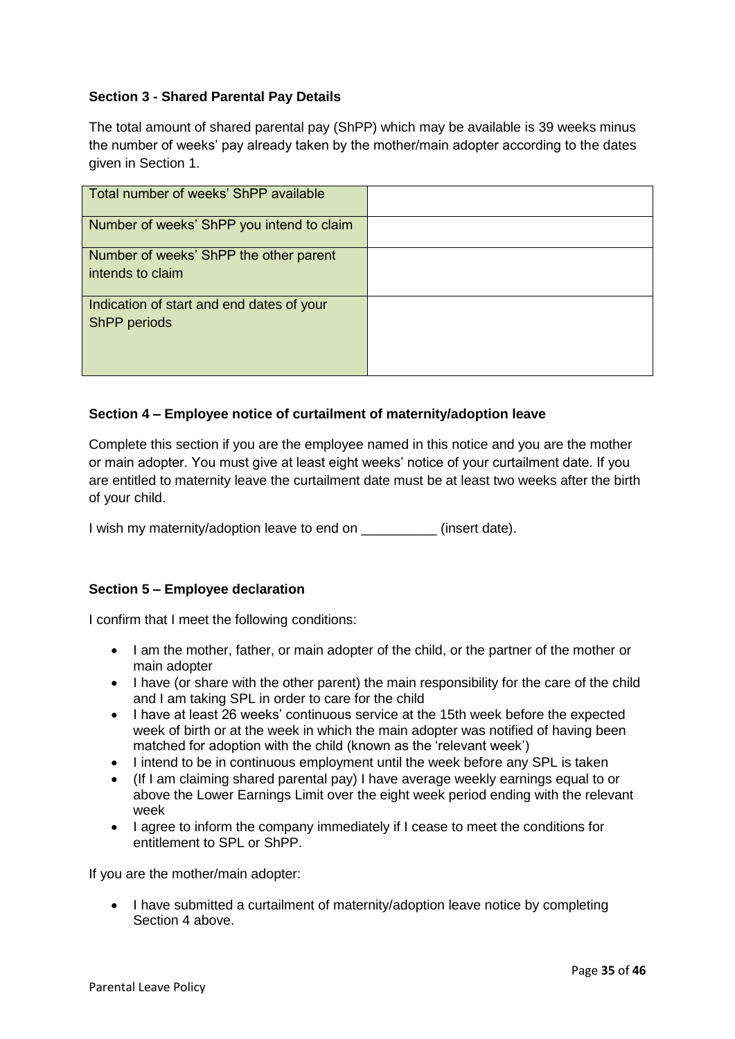**Section 3 - Shared Parental Pay Details**

The total amount of shared parental pay (ShPP) which may be available is 39 weeks minus the number of weeks' pay already taken by the mother/main adopter according to the dates given in Section 1.

| | |
|---|---|
| Total number of weeks' ShPP available | |
| Number of weeks' ShPP you intend to claim | |
| Number of weeks' ShPP the other parent intends to claim | |
| Indication of start and end dates of your ShPP periods | |

**Section 4 – Employee notice of curtailment of maternity/adoption leave**

Complete this section if you are the employee named in this notice and you are the mother or main adopter. You must give at least eight weeks' notice of your curtailment date. If you are entitled to maternity leave the curtailment date must be at least two weeks after the birth of your child.

I wish my maternity/adoption leave to end on __________ (insert date).

**Section 5 – Employee declaration**

I confirm that I meet the following conditions:

- I am the mother, father, or main adopter of the child, or the partner of the mother or main adopter
- I have (or share with the other parent) the main responsibility for the care of the child and I am taking SPL in order to care for the child
- I have at least 26 weeks' continuous service at the 15th week before the expected week of birth or at the week in which the main adopter was notified of having been matched for adoption with the child (known as the 'relevant week')
- I intend to be in continuous employment until the week before any SPL is taken
- (If I am claiming shared parental pay) I have average weekly earnings equal to or above the Lower Earnings Limit over the eight week period ending with the relevant week
- I agree to inform the company immediately if I cease to meet the conditions for entitlement to SPL or ShPP.

If you are the mother/main adopter:

- I have submitted a curtailment of maternity/adoption leave notice by completing Section 4 above.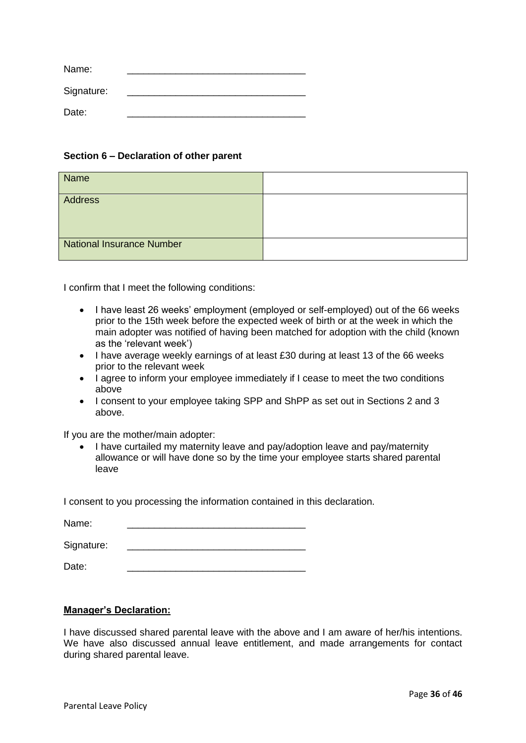Name: \_\_\_\_\_\_\_\_\_\_\_\_\_\_\_\_\_\_\_\_\_\_\_\_\_\_\_\_\_\_\_\_

Signature: \_\_\_\_\_\_\_\_\_\_\_\_\_\_\_\_\_\_\_\_\_\_\_\_\_\_\_\_\_\_\_\_

Date: \_\_\_\_\_\_\_\_\_\_\_\_\_\_\_\_\_\_\_\_\_\_\_\_\_\_\_\_\_\_\_\_

**Section 6 – Declaration of other parent**

| Name | |
|---|---|
| Address | |
| National Insurance Number | |

I confirm that I meet the following conditions:

- I have least 26 weeks' employment (employed or self-employed) out of the 66 weeks prior to the 15th week before the expected week of birth or at the week in which the main adopter was notified of having been matched for adoption with the child (known as the 'relevant week')
- I have average weekly earnings of at least £30 during at least 13 of the 66 weeks prior to the relevant week
- I agree to inform your employee immediately if I cease to meet the two conditions above
- I consent to your employee taking SPP and ShPP as set out in Sections 2 and 3 above.

If you are the mother/main adopter:

- I have curtailed my maternity leave and pay/adoption leave and pay/maternity allowance or will have done so by the time your employee starts shared parental leave

I consent to you processing the information contained in this declaration.

Name: \_\_\_\_\_\_\_\_\_\_\_\_\_\_\_\_\_\_\_\_\_\_\_\_\_\_\_\_\_\_\_\_

Signature: \_\_\_\_\_\_\_\_\_\_\_\_\_\_\_\_\_\_\_\_\_\_\_\_\_\_\_\_\_\_\_\_

Date: \_\_\_\_\_\_\_\_\_\_\_\_\_\_\_\_\_\_\_\_\_\_\_\_\_\_\_\_\_\_\_\_

**Manager's Declaration:**

I have discussed shared parental leave with the above and I am aware of her/his intentions. We have also discussed annual leave entitlement, and made arrangements for contact during shared parental leave.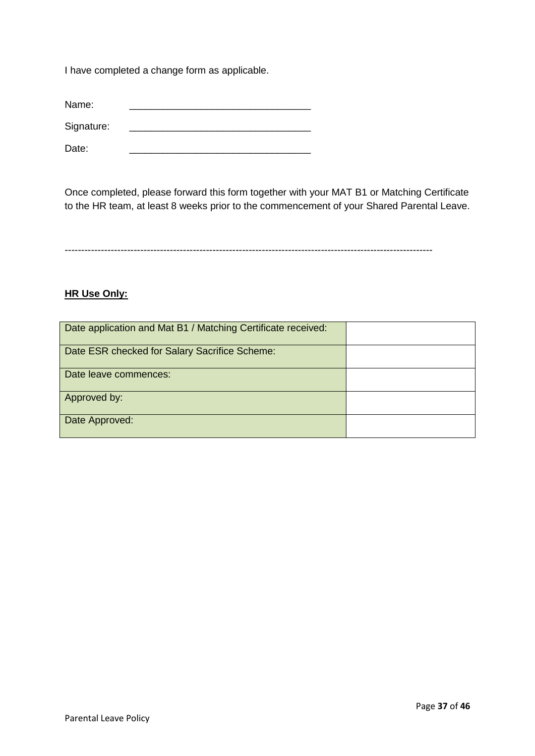I have completed a change form as applicable.

Name: ___________________________________

Signature: ___________________________________

Date: ___________________________________

Once completed, please forward this form together with your MAT B1 or Matching Certificate to the HR team, at least 8 weeks prior to the commencement of your Shared Parental Leave.

---

**HR Use Only:**

| Date application and Mat B1 / Matching Certificate received: | |
|---|---|
| Date ESR checked for Salary Sacrifice Scheme: | |
| Date leave commences: | |
| Approved by: | |
| Date Approved: | |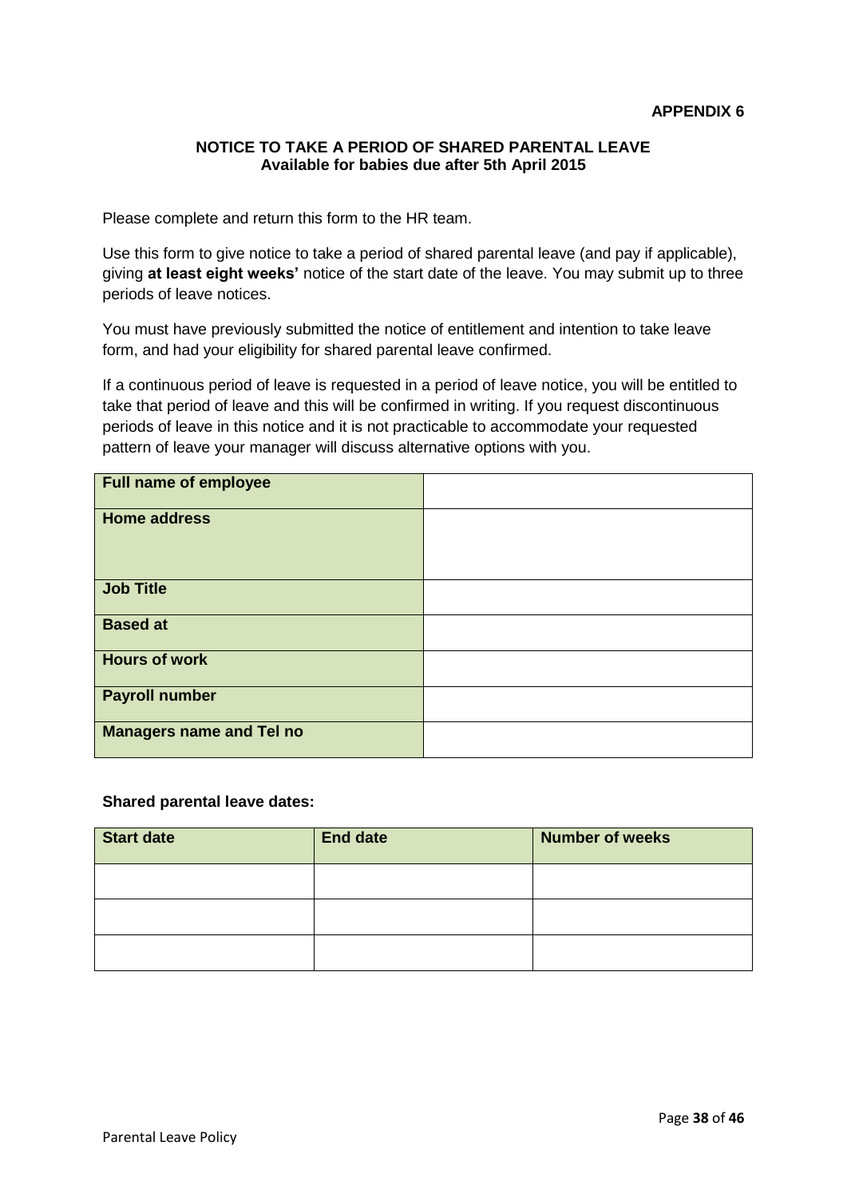**APPENDIX 6**

## NOTICE TO TAKE A PERIOD OF SHARED PARENTAL LEAVE
### Available for babies due after 5th April 2015

Please complete and return this form to the HR team.

Use this form to give notice to take a period of shared parental leave (and pay if applicable), giving **at least eight weeks'** notice of the start date of the leave. You may submit up to three periods of leave notices.

You must have previously submitted the notice of entitlement and intention to take leave form, and had your eligibility for shared parental leave confirmed.

If a continuous period of leave is requested in a period of leave notice, you will be entitled to take that period of leave and this will be confirmed in writing. If you request discontinuous periods of leave in this notice and it is not practicable to accommodate your requested pattern of leave your manager will discuss alternative options with you.

| | |
|---|---|
| **Full name of employee** | |
| **Home address** | |
| **Job Title** | |
| **Based at** | |
| **Hours of work** | |
| **Payroll number** | |
| **Managers name and Tel no** | |

**Shared parental leave dates:**

| Start date | End date | Number of weeks |
|---|---|---|
| | | |
| | | |
| | | |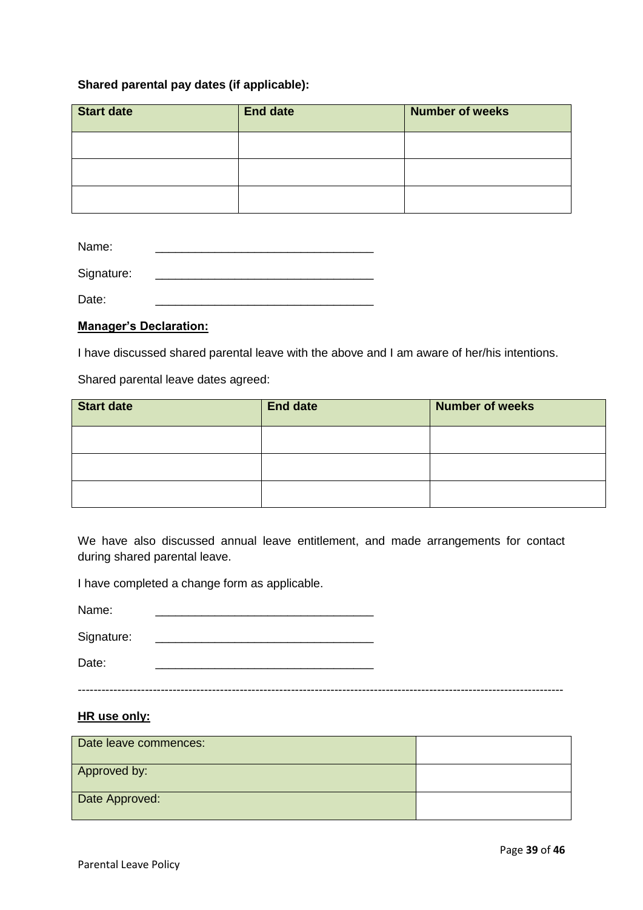**Shared parental pay dates (if applicable):**

| Start date | End date | Number of weeks |
|---|---|---|
| | | |
| | | |
| | | |

Name: _________________________________

Signature: _________________________________

Date: _________________________________

**Manager's Declaration:**

I have discussed shared parental leave with the above and I am aware of her/his intentions.

Shared parental leave dates agreed:

| Start date | End date | Number of weeks |
|---|---|---|
| | | |
| | | |
| | | |

We have also discussed annual leave entitlement, and made arrangements for contact during shared parental leave.

I have completed a change form as applicable.

Name: _________________________________

Signature: _________________________________

Date: _________________________________

---

**HR use only:**

| Date leave commences: | |
|---|---|
| Approved by: | |
| Date Approved: | |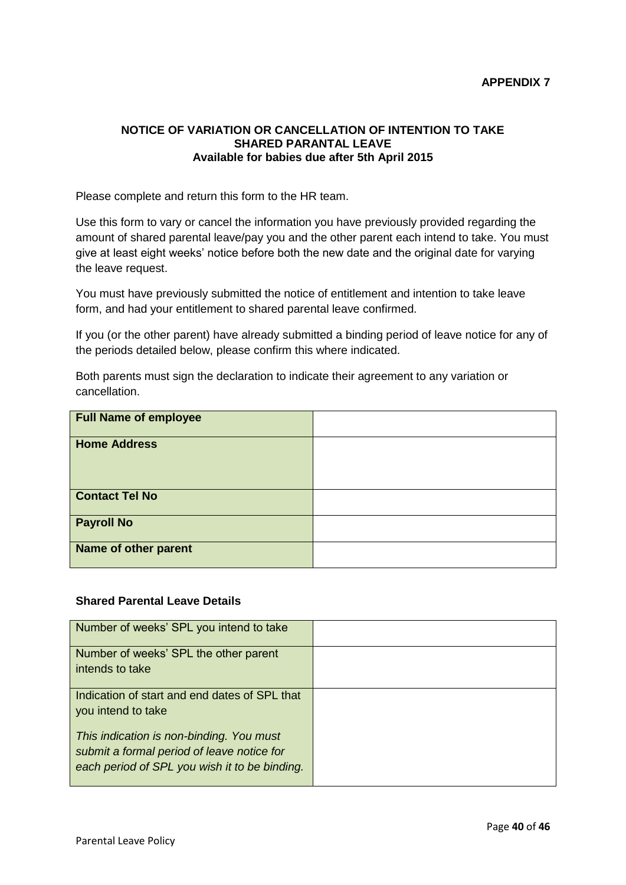**APPENDIX 7**

## NOTICE OF VARIATION OR CANCELLATION OF INTENTION TO TAKE SHARED PARANTAL LEAVE
### Available for babies due after 5th April 2015

Please complete and return this form to the HR team.

Use this form to vary or cancel the information you have previously provided regarding the amount of shared parental leave/pay you and the other parent each intend to take. You must give at least eight weeks' notice before both the new date and the original date for varying the leave request.

You must have previously submitted the notice of entitlement and intention to take leave form, and had your entitlement to shared parental leave confirmed.

If you (or the other parent) have already submitted a binding period of leave notice for any of the periods detailed below, please confirm this where indicated.

Both parents must sign the declaration to indicate their agreement to any variation or cancellation.

| **Full Name of employee** | |
|---|---|
| **Home Address** | |
| **Contact Tel No** | |
| **Payroll No** | |
| **Name of other parent** | |

**Shared Parental Leave Details**

| Number of weeks' SPL you intend to take | |
|---|---|
| Number of weeks' SPL the other parent intends to take | |
| Indication of start and end dates of SPL that you intend to take<br><br>*This indication is non-binding. You must submit a formal period of leave notice for each period of SPL you wish it to be binding.* | |

Parental Leave Policy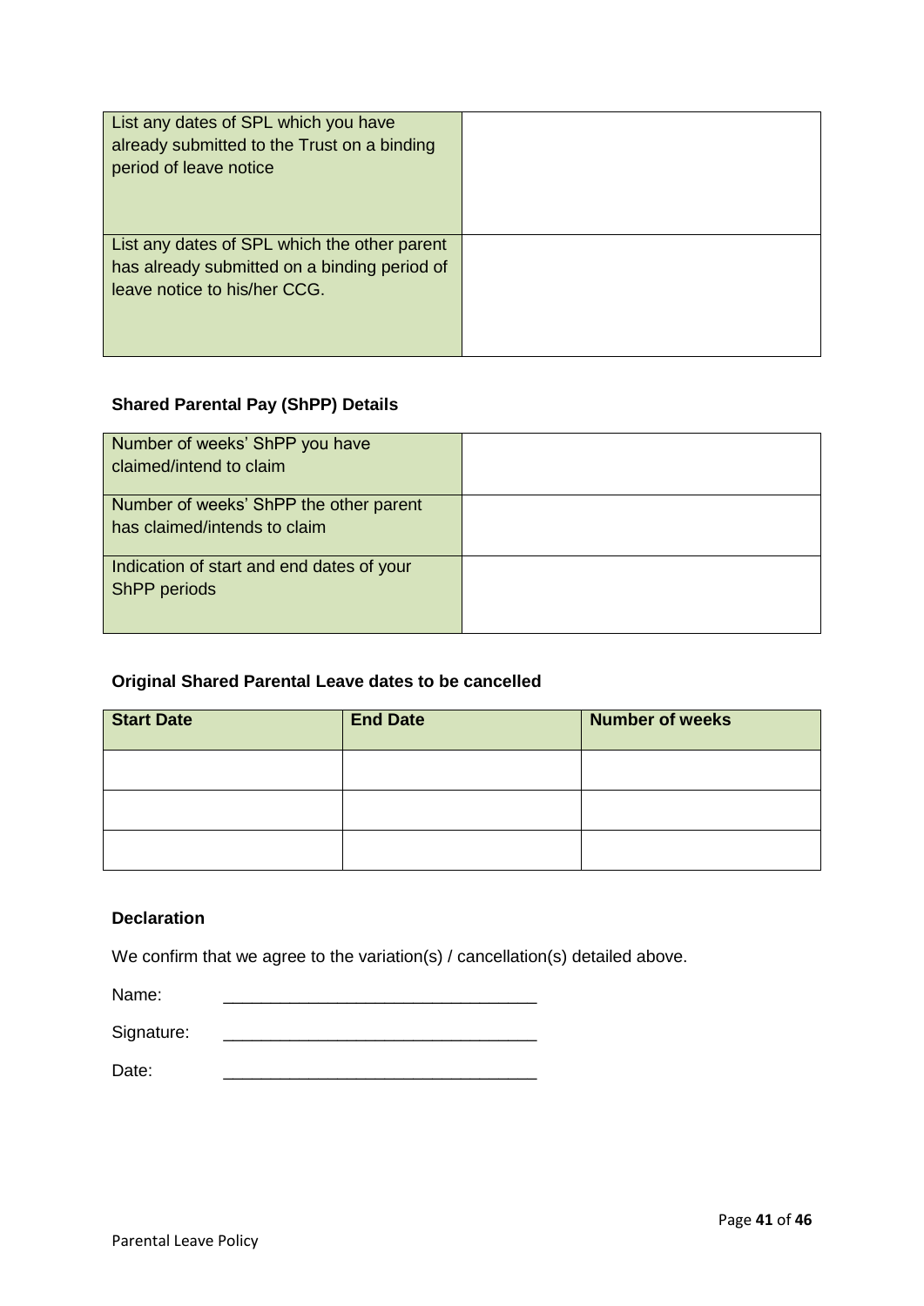| List any dates of SPL which you have already submitted to the Trust on a binding period of leave notice | |
|---|---|
| List any dates of SPL which the other parent has already submitted on a binding period of leave notice to his/her CCG. | |

**Shared Parental Pay (ShPP) Details**

| Number of weeks' ShPP you have claimed/intend to claim | |
|---|---|
| Number of weeks' ShPP the other parent has claimed/intends to claim | |
| Indication of start and end dates of your ShPP periods | |

**Original Shared Parental Leave dates to be cancelled**

| Start Date | End Date | Number of weeks |
|---|---|---|
| | | |
| | | |
| | | |

**Declaration**

We confirm that we agree to the variation(s) / cancellation(s) detailed above.

Name: _________________________________

Signature: _________________________________

Date: _________________________________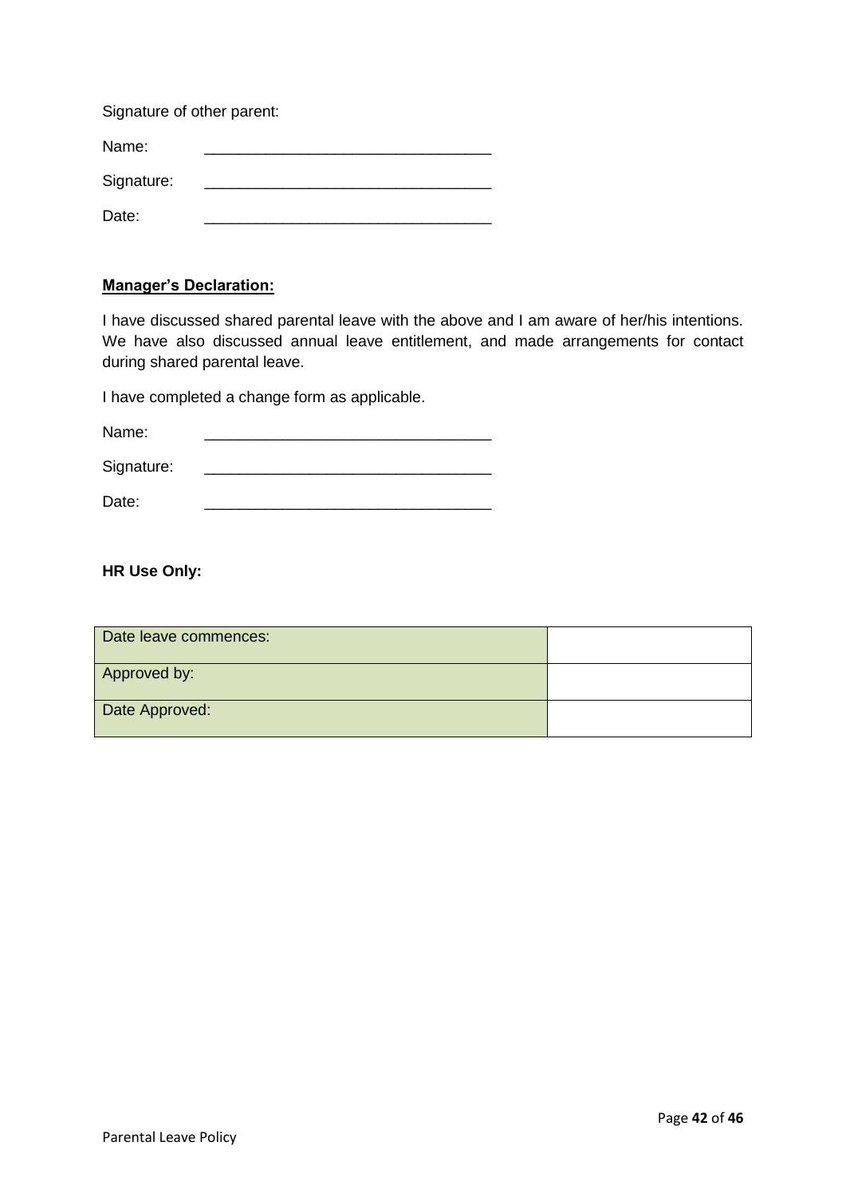Signature of other parent:

Name: _________________________________

Signature: _________________________________

Date: _________________________________

**Manager's Declaration:**

I have discussed shared parental leave with the above and I am aware of her/his intentions. We have also discussed annual leave entitlement, and made arrangements for contact during shared parental leave.

I have completed a change form as applicable.

Name: _________________________________

Signature: _________________________________

Date: _________________________________

**HR Use Only:**

| Date leave commences: | |
|---|---|
| Approved by: | |
| Date Approved: | |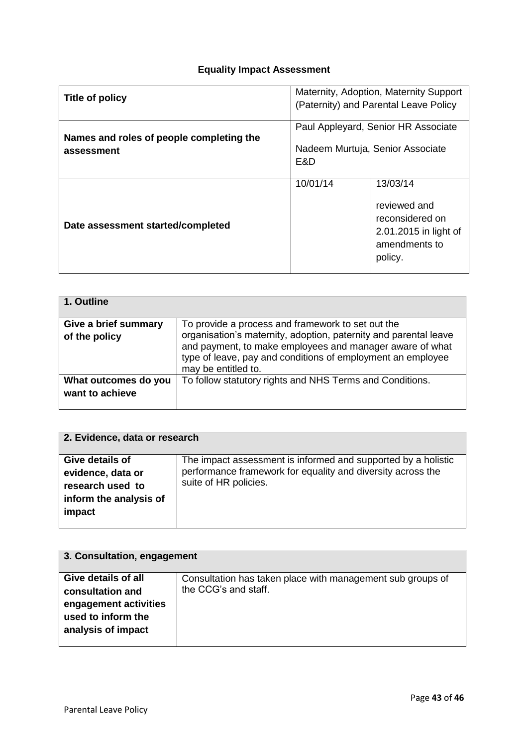## Equality Impact Assessment

| **Title of policy** | Maternity, Adoption, Maternity Support (Paternity) and Parental Leave Policy | |
|---|---|---|
| **Names and roles of people completing the assessment** | Paul Appleyard, Senior HR Associate<br><br>Nadeem Murtuja, Senior Associate E&D | |
| **Date assessment started/completed** | 10/01/14 | 13/03/14<br><br>reviewed and reconsidered on 2.01.2015 in light of amendments to policy. |

| **1. Outline** | |
|---|---|
| **Give a brief summary of the policy** | To provide a process and framework to set out the organisation's maternity, adoption, paternity and parental leave and payment, to make employees and manager aware of what type of leave, pay and conditions of employment an employee may be entitled to. |
| **What outcomes do you want to achieve** | To follow statutory rights and NHS Terms and Conditions. |

| **2. Evidence, data or research** | |
|---|---|
| **Give details of evidence, data or research used to inform the analysis of impact** | The impact assessment is informed and supported by a holistic performance framework for equality and diversity across the suite of HR policies. |

| **3. Consultation, engagement** | |
|---|---|
| **Give details of all consultation and engagement activities used to inform the analysis of impact** | Consultation has taken place with management sub groups of the CCG's and staff. |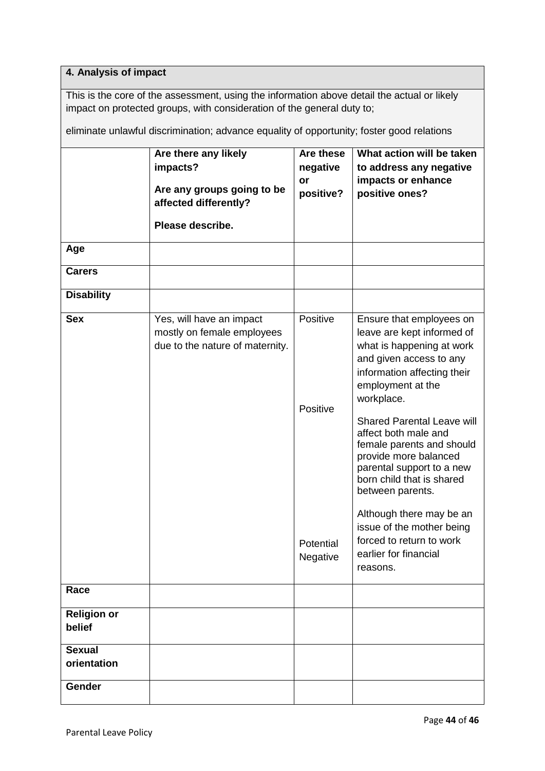## 4. Analysis of impact

This is the core of the assessment, using the information above detail the actual or likely impact on protected groups, with consideration of the general duty to;

eliminate unlawful discrimination; advance equality of opportunity; foster good relations

| | Are there any likely impacts? Are any groups going to be affected differently? Please describe. | Are these negative or positive? | What action will be taken to address any negative impacts or enhance positive ones? |
|---|---|---|---|
| **Age** | | | |
| **Carers** | | | |
| **Disability** | | | |
| **Sex** | Yes, will have an impact mostly on female employees due to the nature of maternity. | Positive<br><br>Positive<br><br>Potential Negative | Ensure that employees on leave are kept informed of what is happening at work and given access to any information affecting their employment at the workplace.<br><br>Shared Parental Leave will affect both male and female parents and should provide more balanced parental support to a new born child that is shared between parents.<br><br>Although there may be an issue of the mother being forced to return to work earlier for financial reasons. |
| **Race** | | | |
| **Religion or belief** | | | |
| **Sexual orientation** | | | |
| **Gender** | | | |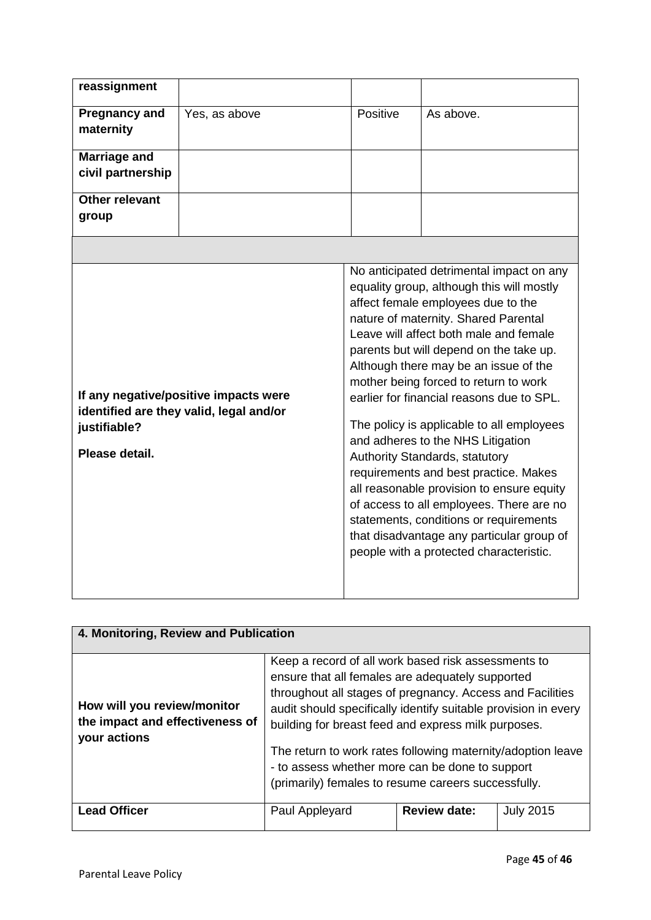| reassignment | | | |
|---|---|---|---|
| **Pregnancy and maternity** | Yes, as above | Positive | As above. |
| **Marriage and civil partnership** | | | |
| **Other relevant group** | | | |
| | | | |
| **If any negative/positive impacts were identified are they valid, legal and/or justifiable?** **Please detail.** | | No anticipated detrimental impact on any equality group, although this will mostly affect female employees due to the nature of maternity. Shared Parental Leave will affect both male and female parents but will depend on the take up. Although there may be an issue of the mother being forced to return to work earlier for financial reasons due to SPL. The policy is applicable to all employees and adheres to the NHS Litigation Authority Standards, statutory requirements and best practice. Makes all reasonable provision to ensure equity of access to all employees. There are no statements, conditions or requirements that disadvantage any particular group of people with a protected characteristic. | |

| **4. Monitoring, Review and Publication** | | | |
|---|---|---|---|
| **How will you review/monitor the impact and effectiveness of your actions** | Keep a record of all work based risk assessments to ensure that all females are adequately supported throughout all stages of pregnancy. Access and Facilities audit should specifically identify suitable provision in every building for breast feed and express milk purposes. The return to work rates following maternity/adoption leave - to assess whether more can be done to support (primarily) females to resume careers successfully. | | |
| **Lead Officer** | Paul Appleyard | **Review date:** | July 2015 |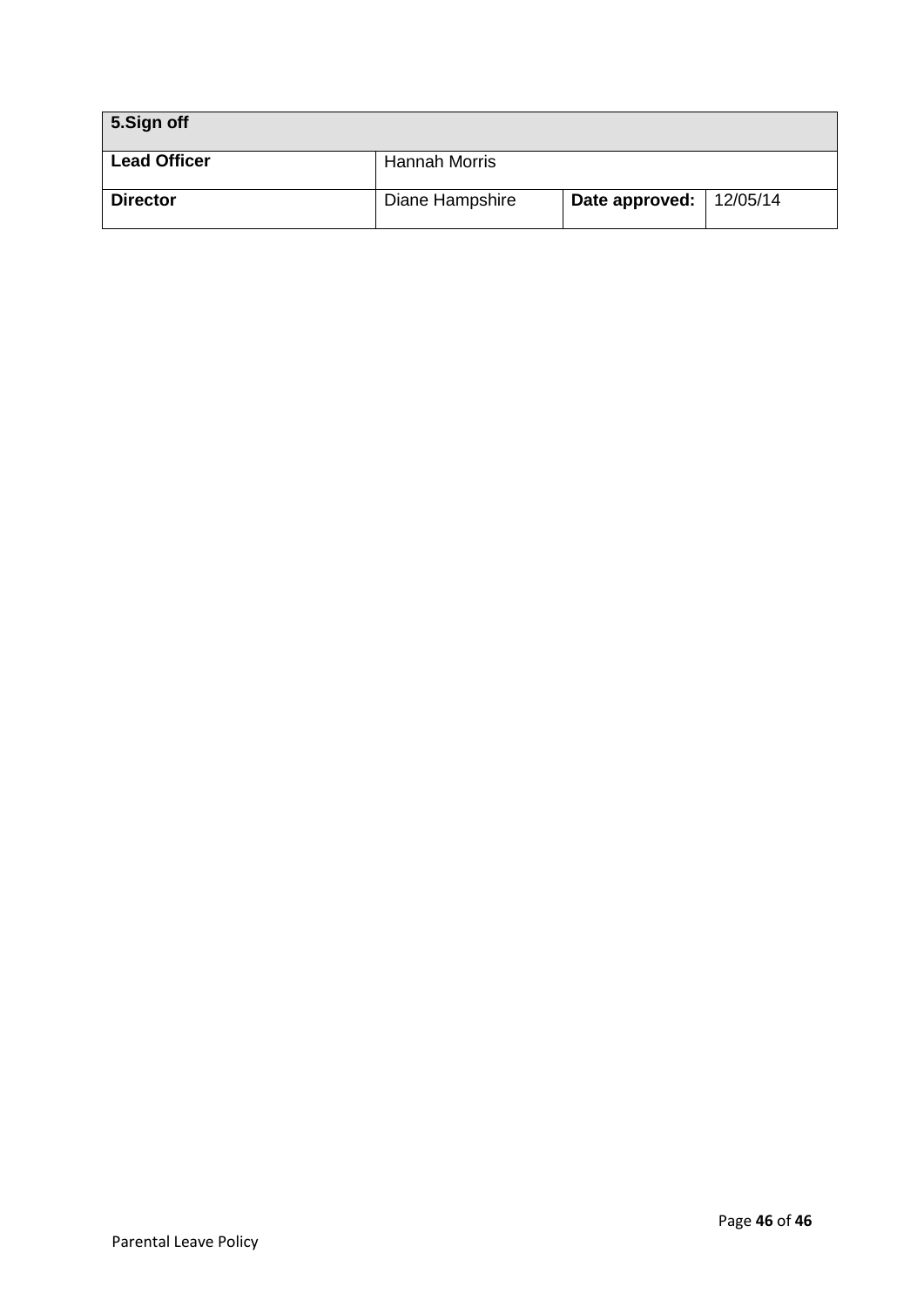| 5.Sign off | | | |
|---|---|---|---|
| **Lead Officer** | Hannah Morris | | |
| **Director** | Diane Hampshire | **Date approved:** | 12/05/14 |